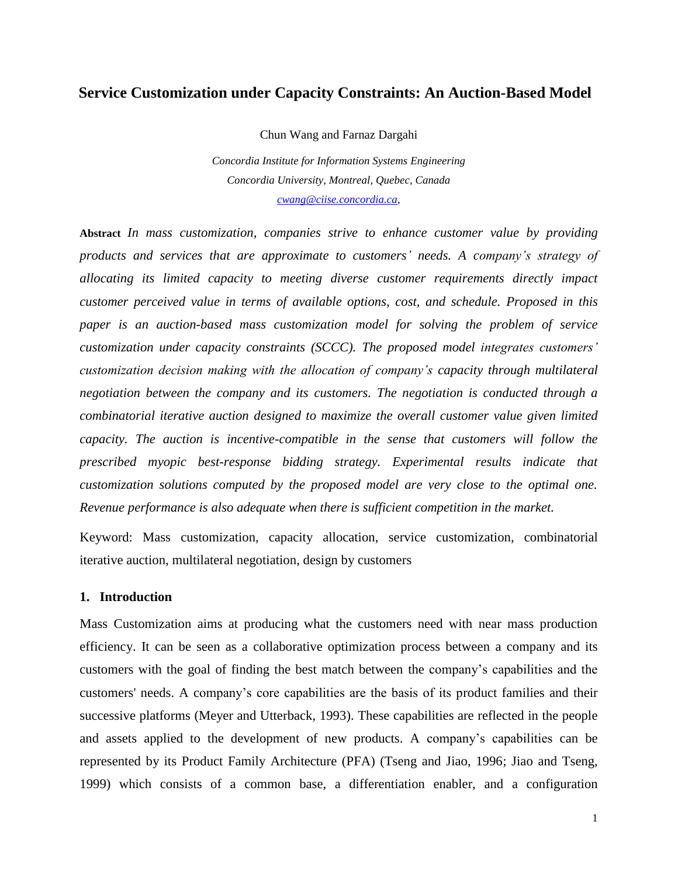# Service Customization under Capacity Constraints: An Auction-Based Model

Chun Wang and Farnaz Dargahi

*Concordia Institute for Information Systems Engineering*
*Concordia University, Montreal, Quebec, Canada*
*cwang@ciise.concordia.ca,*

**Abstract** *In mass customization, companies strive to enhance customer value by providing products and services that are approximate to customers' needs. A company's strategy of allocating its limited capacity to meeting diverse customer requirements directly impact customer perceived value in terms of available options, cost, and schedule. Proposed in this paper is an auction-based mass customization model for solving the problem of service customization under capacity constraints (SCCC). The proposed model integrates customers' customization decision making with the allocation of company's capacity through multilateral negotiation between the company and its customers. The negotiation is conducted through a combinatorial iterative auction designed to maximize the overall customer value given limited capacity. The auction is incentive-compatible in the sense that customers will follow the prescribed myopic best-response bidding strategy. Experimental results indicate that customization solutions computed by the proposed model are very close to the optimal one. Revenue performance is also adequate when there is sufficient competition in the market.*

Keyword: Mass customization, capacity allocation, service customization, combinatorial iterative auction, multilateral negotiation, design by customers

## 1. Introduction

Mass Customization aims at producing what the customers need with near mass production efficiency. It can be seen as a collaborative optimization process between a company and its customers with the goal of finding the best match between the company's capabilities and the customers' needs. A company's core capabilities are the basis of its product families and their successive platforms (Meyer and Utterback, 1993). These capabilities are reflected in the people and assets applied to the development of new products. A company's capabilities can be represented by its Product Family Architecture (PFA) (Tseng and Jiao, 1996; Jiao and Tseng, 1999) which consists of a common base, a differentiation enabler, and a configuration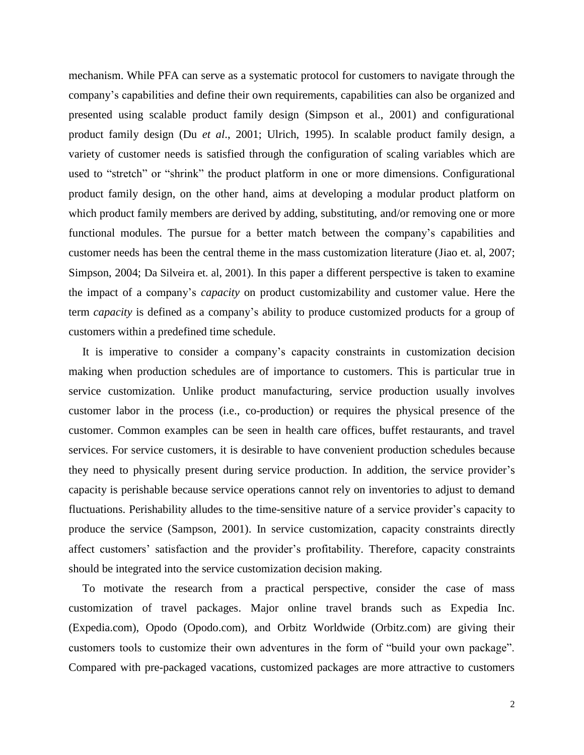mechanism. While PFA can serve as a systematic protocol for customers to navigate through the company's capabilities and define their own requirements, capabilities can also be organized and presented using scalable product family design (Simpson et al., 2001) and configurational product family design (Du *et al*., 2001; Ulrich, 1995). In scalable product family design, a variety of customer needs is satisfied through the configuration of scaling variables which are used to "stretch" or "shrink" the product platform in one or more dimensions. Configurational product family design, on the other hand, aims at developing a modular product platform on which product family members are derived by adding, substituting, and/or removing one or more functional modules. The pursue for a better match between the company's capabilities and customer needs has been the central theme in the mass customization literature (Jiao et. al, 2007; Simpson, 2004; Da Silveira et. al, 2001). In this paper a different perspective is taken to examine the impact of a company's *capacity* on product customizability and customer value. Here the term *capacity* is defined as a company's ability to produce customized products for a group of customers within a predefined time schedule.

It is imperative to consider a company's capacity constraints in customization decision making when production schedules are of importance to customers. This is particular true in service customization. Unlike product manufacturing, service production usually involves customer labor in the process (i.e., co-production) or requires the physical presence of the customer. Common examples can be seen in health care offices, buffet restaurants, and travel services. For service customers, it is desirable to have convenient production schedules because they need to physically present during service production. In addition, the service provider's capacity is perishable because service operations cannot rely on inventories to adjust to demand fluctuations. Perishability alludes to the time-sensitive nature of a service provider's capacity to produce the service (Sampson, 2001). In service customization, capacity constraints directly affect customers' satisfaction and the provider's profitability. Therefore, capacity constraints should be integrated into the service customization decision making.

To motivate the research from a practical perspective, consider the case of mass customization of travel packages. Major online travel brands such as Expedia Inc. (Expedia.com), Opodo (Opodo.com), and Orbitz Worldwide (Orbitz.com) are giving their customers tools to customize their own adventures in the form of "build your own package". Compared with pre-packaged vacations, customized packages are more attractive to customers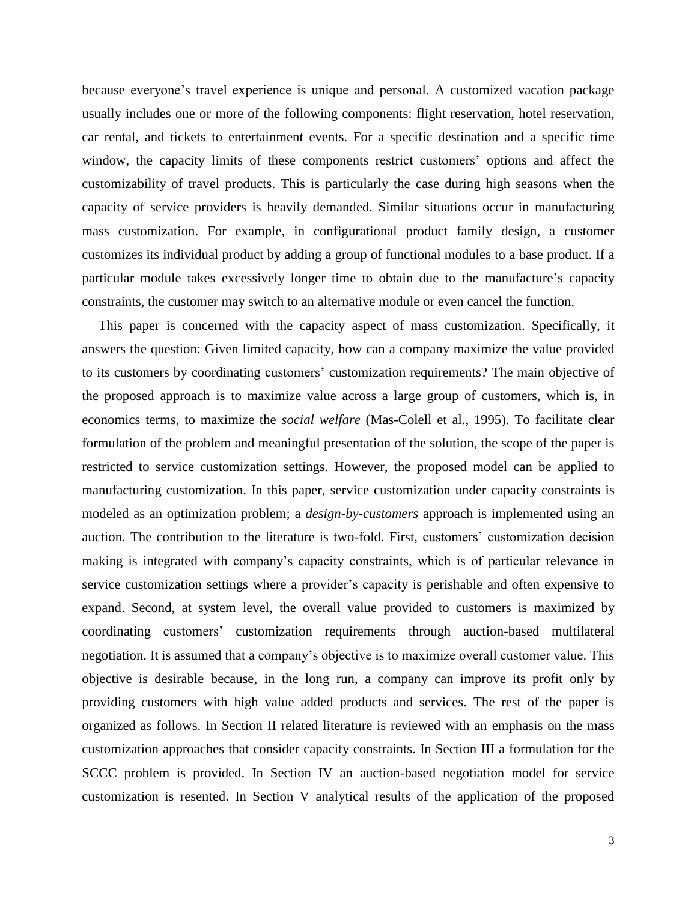because everyone's travel experience is unique and personal. A customized vacation package usually includes one or more of the following components: flight reservation, hotel reservation, car rental, and tickets to entertainment events. For a specific destination and a specific time window, the capacity limits of these components restrict customers' options and affect the customizability of travel products. This is particularly the case during high seasons when the capacity of service providers is heavily demanded. Similar situations occur in manufacturing mass customization. For example, in configurational product family design, a customer customizes its individual product by adding a group of functional modules to a base product. If a particular module takes excessively longer time to obtain due to the manufacture's capacity constraints, the customer may switch to an alternative module or even cancel the function.

This paper is concerned with the capacity aspect of mass customization. Specifically, it answers the question: Given limited capacity, how can a company maximize the value provided to its customers by coordinating customers' customization requirements? The main objective of the proposed approach is to maximize value across a large group of customers, which is, in economics terms, to maximize the *social welfare* (Mas-Colell et al., 1995). To facilitate clear formulation of the problem and meaningful presentation of the solution, the scope of the paper is restricted to service customization settings. However, the proposed model can be applied to manufacturing customization. In this paper, service customization under capacity constraints is modeled as an optimization problem; a *design-by-customers* approach is implemented using an auction. The contribution to the literature is two-fold. First, customers' customization decision making is integrated with company's capacity constraints, which is of particular relevance in service customization settings where a provider's capacity is perishable and often expensive to expand. Second, at system level, the overall value provided to customers is maximized by coordinating customers' customization requirements through auction-based multilateral negotiation. It is assumed that a company's objective is to maximize overall customer value. This objective is desirable because, in the long run, a company can improve its profit only by providing customers with high value added products and services. The rest of the paper is organized as follows. In Section II related literature is reviewed with an emphasis on the mass customization approaches that consider capacity constraints. In Section III a formulation for the SCCC problem is provided. In Section IV an auction-based negotiation model for service customization is resented. In Section V analytical results of the application of the proposed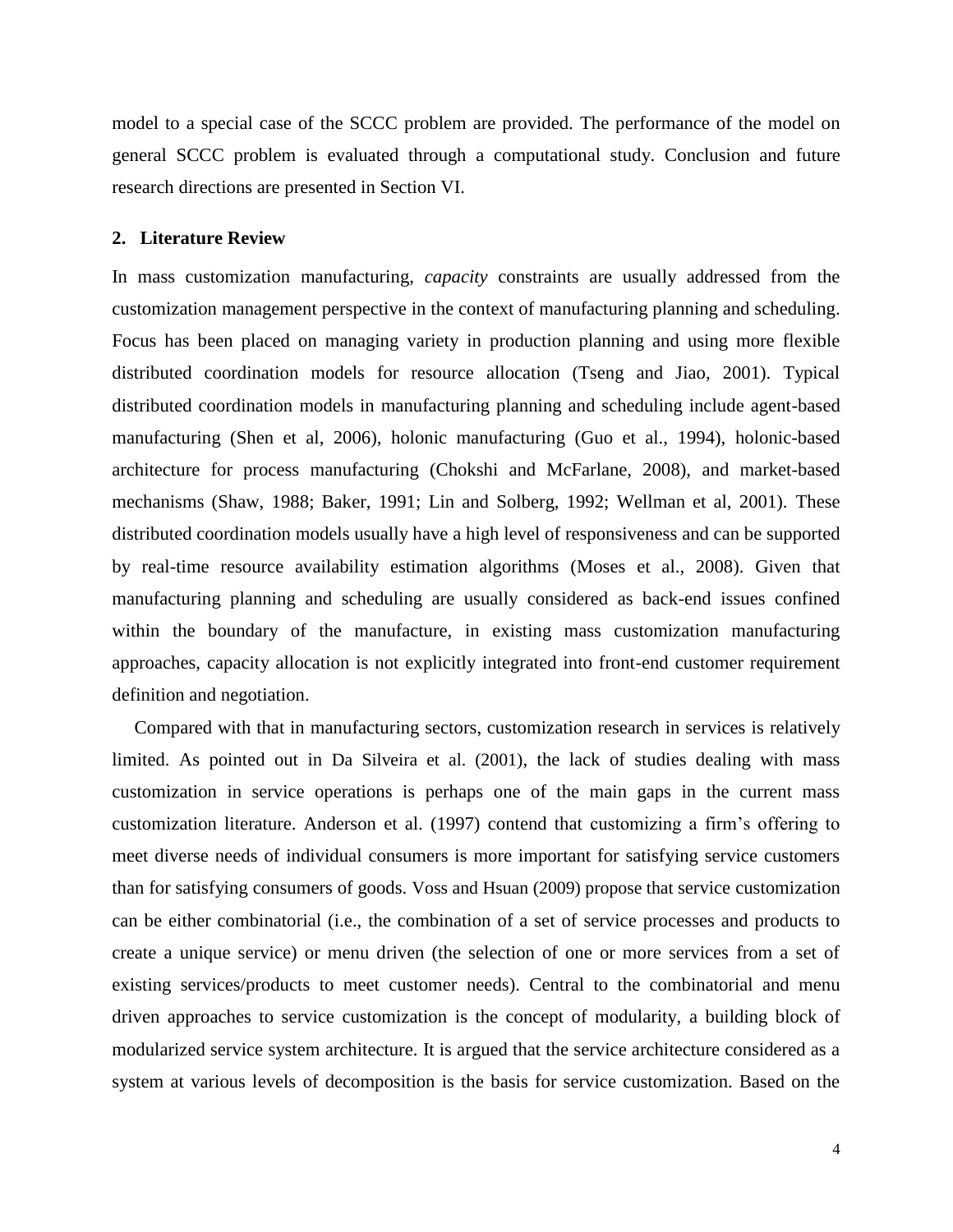model to a special case of the SCCC problem are provided. The performance of the model on general SCCC problem is evaluated through a computational study. Conclusion and future research directions are presented in Section VI.

## 2. Literature Review

In mass customization manufacturing, *capacity* constraints are usually addressed from the customization management perspective in the context of manufacturing planning and scheduling. Focus has been placed on managing variety in production planning and using more flexible distributed coordination models for resource allocation (Tseng and Jiao, 2001). Typical distributed coordination models in manufacturing planning and scheduling include agent-based manufacturing (Shen et al, 2006), holonic manufacturing (Guo et al., 1994), holonic-based architecture for process manufacturing (Chokshi and McFarlane, 2008), and market-based mechanisms (Shaw, 1988; Baker, 1991; Lin and Solberg, 1992; Wellman et al, 2001). These distributed coordination models usually have a high level of responsiveness and can be supported by real-time resource availability estimation algorithms (Moses et al., 2008). Given that manufacturing planning and scheduling are usually considered as back-end issues confined within the boundary of the manufacture, in existing mass customization manufacturing approaches, capacity allocation is not explicitly integrated into front-end customer requirement definition and negotiation.

Compared with that in manufacturing sectors, customization research in services is relatively limited. As pointed out in Da Silveira et al. (2001), the lack of studies dealing with mass customization in service operations is perhaps one of the main gaps in the current mass customization literature. Anderson et al. (1997) contend that customizing a firm's offering to meet diverse needs of individual consumers is more important for satisfying service customers than for satisfying consumers of goods. Voss and Hsuan (2009) propose that service customization can be either combinatorial (i.e., the combination of a set of service processes and products to create a unique service) or menu driven (the selection of one or more services from a set of existing services/products to meet customer needs). Central to the combinatorial and menu driven approaches to service customization is the concept of modularity, a building block of modularized service system architecture. It is argued that the service architecture considered as a system at various levels of decomposition is the basis for service customization. Based on the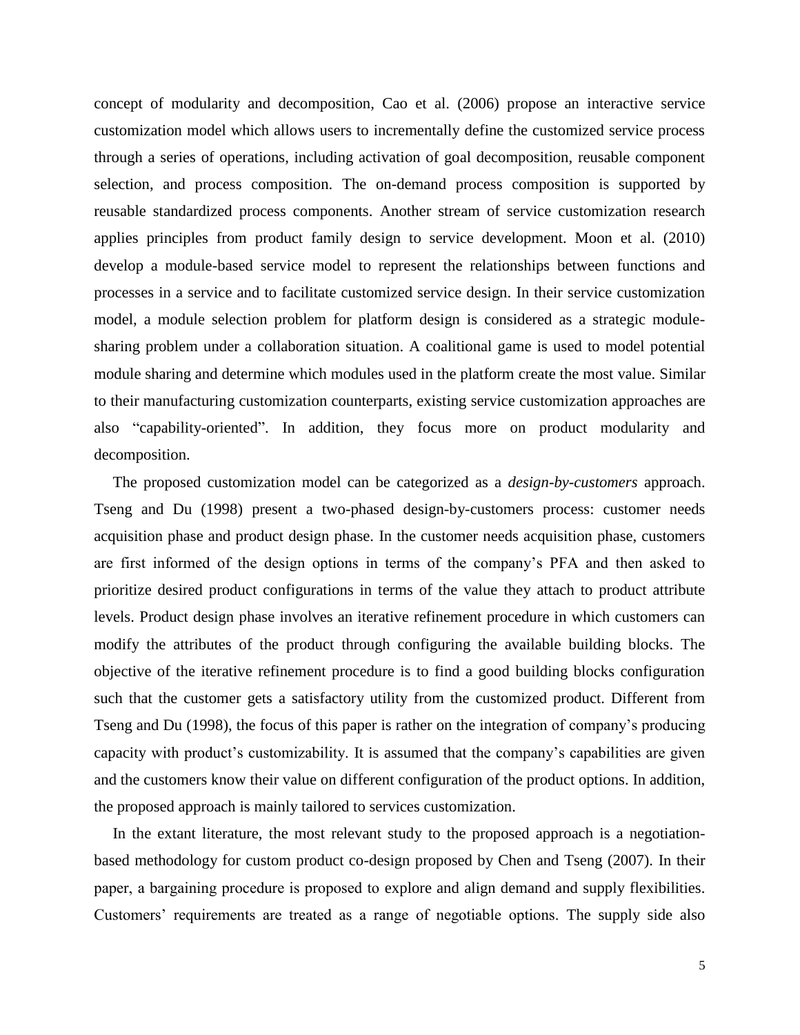concept of modularity and decomposition, Cao et al. (2006) propose an interactive service customization model which allows users to incrementally define the customized service process through a series of operations, including activation of goal decomposition, reusable component selection, and process composition. The on-demand process composition is supported by reusable standardized process components. Another stream of service customization research applies principles from product family design to service development. Moon et al. (2010) develop a module-based service model to represent the relationships between functions and processes in a service and to facilitate customized service design. In their service customization model, a module selection problem for platform design is considered as a strategic module-sharing problem under a collaboration situation. A coalitional game is used to model potential module sharing and determine which modules used in the platform create the most value. Similar to their manufacturing customization counterparts, existing service customization approaches are also "capability-oriented". In addition, they focus more on product modularity and decomposition.

The proposed customization model can be categorized as a *design-by-customers* approach. Tseng and Du (1998) present a two-phased design-by-customers process: customer needs acquisition phase and product design phase. In the customer needs acquisition phase, customers are first informed of the design options in terms of the company's PFA and then asked to prioritize desired product configurations in terms of the value they attach to product attribute levels. Product design phase involves an iterative refinement procedure in which customers can modify the attributes of the product through configuring the available building blocks. The objective of the iterative refinement procedure is to find a good building blocks configuration such that the customer gets a satisfactory utility from the customized product. Different from Tseng and Du (1998), the focus of this paper is rather on the integration of company's producing capacity with product's customizability. It is assumed that the company's capabilities are given and the customers know their value on different configuration of the product options. In addition, the proposed approach is mainly tailored to services customization.

In the extant literature, the most relevant study to the proposed approach is a negotiation-based methodology for custom product co-design proposed by Chen and Tseng (2007). In their paper, a bargaining procedure is proposed to explore and align demand and supply flexibilities. Customers' requirements are treated as a range of negotiable options. The supply side also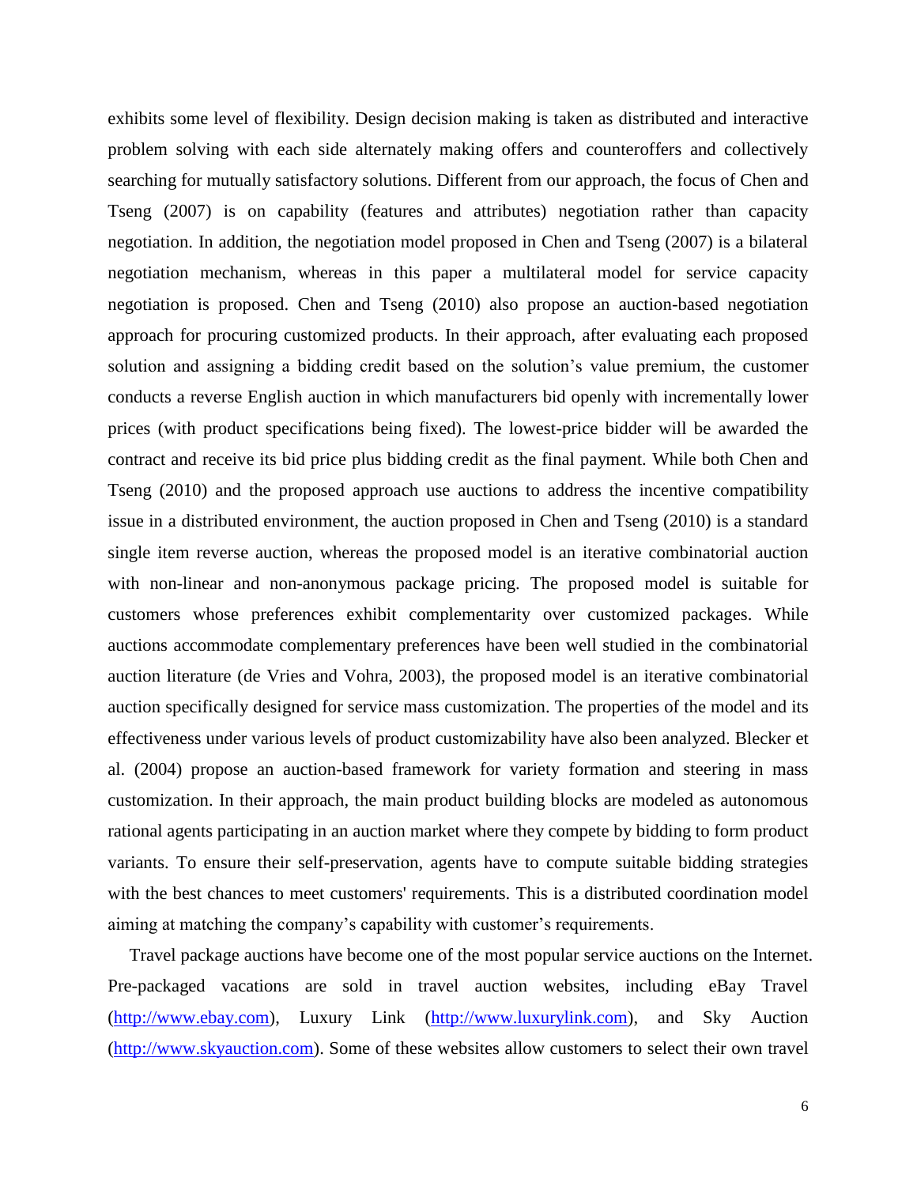exhibits some level of flexibility. Design decision making is taken as distributed and interactive problem solving with each side alternately making offers and counteroffers and collectively searching for mutually satisfactory solutions. Different from our approach, the focus of Chen and Tseng (2007) is on capability (features and attributes) negotiation rather than capacity negotiation. In addition, the negotiation model proposed in Chen and Tseng (2007) is a bilateral negotiation mechanism, whereas in this paper a multilateral model for service capacity negotiation is proposed. Chen and Tseng (2010) also propose an auction-based negotiation approach for procuring customized products. In their approach, after evaluating each proposed solution and assigning a bidding credit based on the solution's value premium, the customer conducts a reverse English auction in which manufacturers bid openly with incrementally lower prices (with product specifications being fixed). The lowest-price bidder will be awarded the contract and receive its bid price plus bidding credit as the final payment. While both Chen and Tseng (2010) and the proposed approach use auctions to address the incentive compatibility issue in a distributed environment, the auction proposed in Chen and Tseng (2010) is a standard single item reverse auction, whereas the proposed model is an iterative combinatorial auction with non-linear and non-anonymous package pricing. The proposed model is suitable for customers whose preferences exhibit complementarity over customized packages. While auctions accommodate complementary preferences have been well studied in the combinatorial auction literature (de Vries and Vohra, 2003), the proposed model is an iterative combinatorial auction specifically designed for service mass customization. The properties of the model and its effectiveness under various levels of product customizability have also been analyzed. Blecker et al. (2004) propose an auction-based framework for variety formation and steering in mass customization. In their approach, the main product building blocks are modeled as autonomous rational agents participating in an auction market where they compete by bidding to form product variants. To ensure their self-preservation, agents have to compute suitable bidding strategies with the best chances to meet customers' requirements. This is a distributed coordination model aiming at matching the company's capability with customer's requirements.

Travel package auctions have become one of the most popular service auctions on the Internet. Pre-packaged vacations are sold in travel auction websites, including eBay Travel (http://www.ebay.com), Luxury Link (http://www.luxurylink.com), and Sky Auction (http://www.skyauction.com). Some of these websites allow customers to select their own travel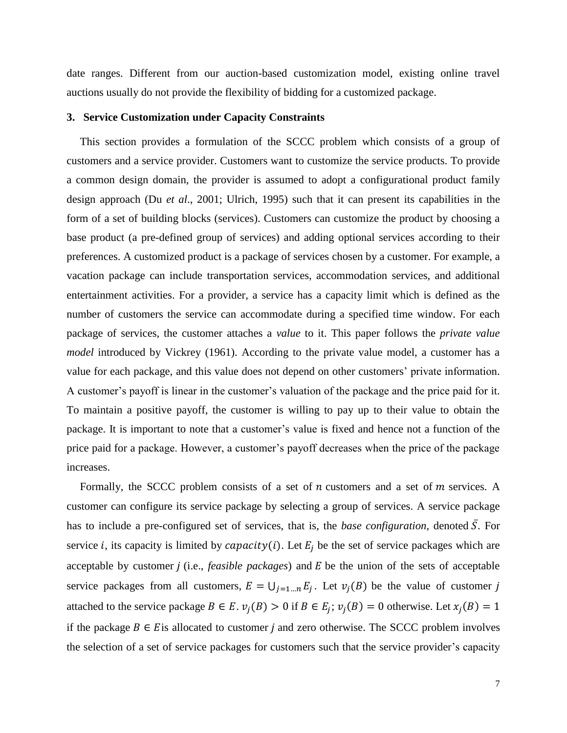date ranges. Different from our auction-based customization model, existing online travel auctions usually do not provide the flexibility of bidding for a customized package.

## 3. Service Customization under Capacity Constraints

This section provides a formulation of the SCCC problem which consists of a group of customers and a service provider. Customers want to customize the service products. To provide a common design domain, the provider is assumed to adopt a configurational product family design approach (Du *et al*., 2001; Ulrich, 1995) such that it can present its capabilities in the form of a set of building blocks (services). Customers can customize the product by choosing a base product (a pre-defined group of services) and adding optional services according to their preferences. A customized product is a package of services chosen by a customer. For example, a vacation package can include transportation services, accommodation services, and additional entertainment activities. For a provider, a service has a capacity limit which is defined as the number of customers the service can accommodate during a specified time window. For each package of services, the customer attaches a *value* to it. This paper follows the *private value model* introduced by Vickrey (1961). According to the private value model, a customer has a value for each package, and this value does not depend on other customers' private information. A customer's payoff is linear in the customer's valuation of the package and the price paid for it. To maintain a positive payoff, the customer is willing to pay up to their value to obtain the package. It is important to note that a customer's value is fixed and hence not a function of the price paid for a package. However, a customer's payoff decreases when the price of the package increases.

Formally, the SCCC problem consists of a set of $n$ customers and a set of $m$ services. A customer can configure its service package by selecting a group of services. A service package has to include a pre-configured set of services, that is, the *base configuration*, denoted $\bar{S}$. For service $i$, its capacity is limited by $capacity(i)$. Let $E_j$ be the set of service packages which are acceptable by customer *j* (i.e., *feasible packages*) and $E$ be the union of the sets of acceptable service packages from all customers, $E = \bigcup_{j=1\ldots n} E_j$. Let $v_j(B)$ be the value of customer *j* attached to the service package $B \in E$. $v_j(B) > 0$ if $B \in E_j$; $v_j(B) = 0$ otherwise. Let $x_j(B) = 1$ if the package $B \in E$ is allocated to customer *j* and zero otherwise. The SCCC problem involves the selection of a set of service packages for customers such that the service provider's capacity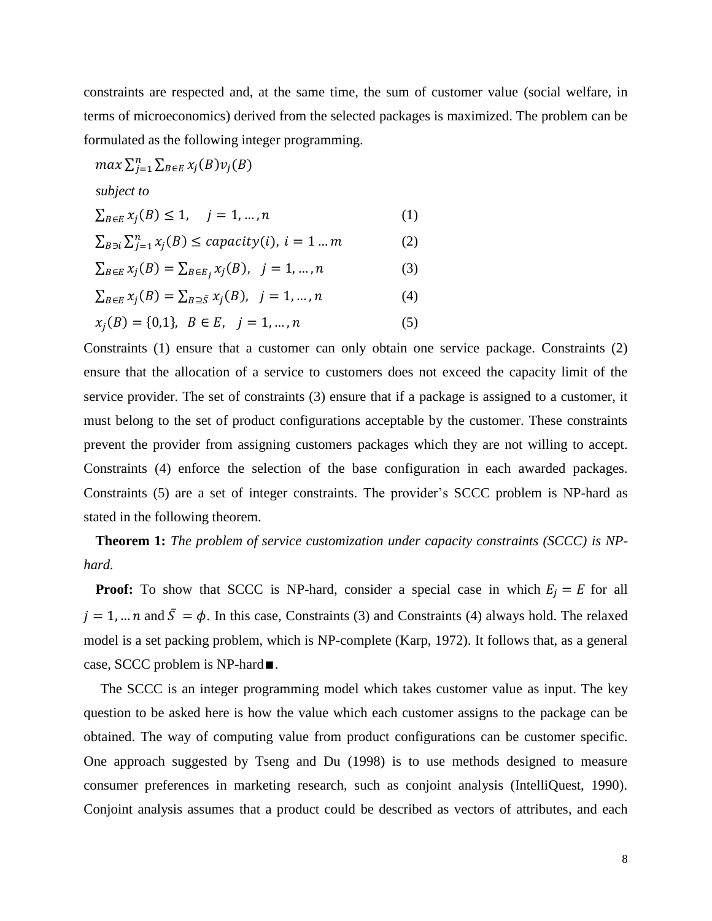constraints are respected and, at the same time, the sum of customer value (social welfare, in terms of microeconomics) derived from the selected packages is maximized. The problem can be formulated as the following integer programming.

$$max \sum_{j=1}^{n} \sum_{B \in E} x_j(B) v_j(B)$$

*subject to*

$$\sum_{B \in E} x_j(B) \leq 1, \quad j = 1, \ldots, n \tag{1}$$

$$\sum_{B \ni i} \sum_{j=1}^{n} x_j(B) \leq capacity(i), \; i = 1 \ldots m \tag{2}$$

$$\sum_{B \in E} x_j(B) = \sum_{B \in E_j} x_j(B), \quad j = 1, \ldots, n \tag{3}$$

$$\sum_{B \in E} x_j(B) = \sum_{B \supseteq \bar{S}} x_j(B), \quad j = 1, \ldots, n \tag{4}$$

$$x_j(B) = \{0,1\}, \quad B \in E, \quad j = 1, \ldots, n \tag{5}$$

Constraints (1) ensure that a customer can only obtain one service package. Constraints (2) ensure that the allocation of a service to customers does not exceed the capacity limit of the service provider. The set of constraints (3) ensure that if a package is assigned to a customer, it must belong to the set of product configurations acceptable by the customer. These constraints prevent the provider from assigning customers packages which they are not willing to accept. Constraints (4) enforce the selection of the base configuration in each awarded packages. Constraints (5) are a set of integer constraints. The provider's SCCC problem is NP-hard as stated in the following theorem.

**Theorem 1:** *The problem of service customization under capacity constraints (SCCC) is NP-hard.*

**Proof:** To show that SCCC is NP-hard, consider a special case in which $E_j = E$ for all $j = 1, \ldots n$ and $\bar{S} = \phi$. In this case, Constraints (3) and Constraints (4) always hold. The relaxed model is a set packing problem, which is NP-complete (Karp, 1972). It follows that, as a general case, SCCC problem is NP-hard■.

The SCCC is an integer programming model which takes customer value as input. The key question to be asked here is how the value which each customer assigns to the package can be obtained. The way of computing value from product configurations can be customer specific. One approach suggested by Tseng and Du (1998) is to use methods designed to measure consumer preferences in marketing research, such as conjoint analysis (IntelliQuest, 1990). Conjoint analysis assumes that a product could be described as vectors of attributes, and each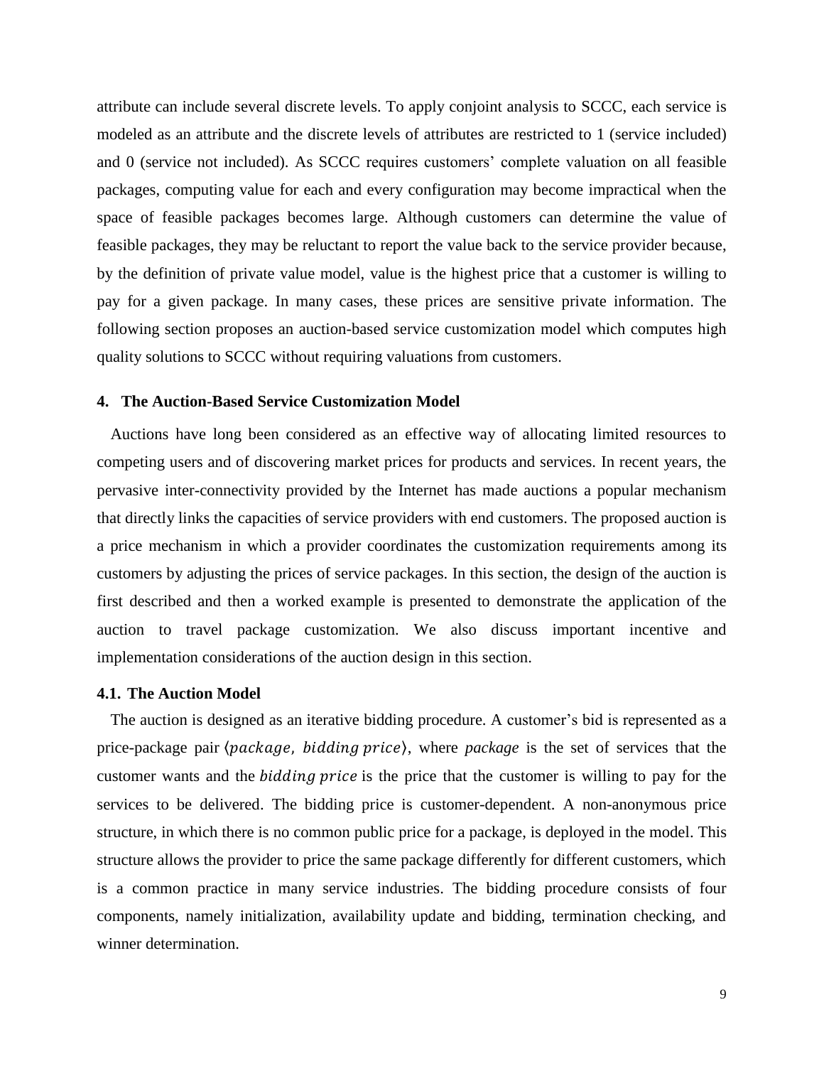attribute can include several discrete levels. To apply conjoint analysis to SCCC, each service is modeled as an attribute and the discrete levels of attributes are restricted to 1 (service included) and 0 (service not included). As SCCC requires customers' complete valuation on all feasible packages, computing value for each and every configuration may become impractical when the space of feasible packages becomes large. Although customers can determine the value of feasible packages, they may be reluctant to report the value back to the service provider because, by the definition of private value model, value is the highest price that a customer is willing to pay for a given package. In many cases, these prices are sensitive private information. The following section proposes an auction-based service customization model which computes high quality solutions to SCCC without requiring valuations from customers.

## 4. The Auction-Based Service Customization Model

Auctions have long been considered as an effective way of allocating limited resources to competing users and of discovering market prices for products and services. In recent years, the pervasive inter-connectivity provided by the Internet has made auctions a popular mechanism that directly links the capacities of service providers with end customers. The proposed auction is a price mechanism in which a provider coordinates the customization requirements among its customers by adjusting the prices of service packages. In this section, the design of the auction is first described and then a worked example is presented to demonstrate the application of the auction to travel package customization. We also discuss important incentive and implementation considerations of the auction design in this section.

### 4.1. The Auction Model

The auction is designed as an iterative bidding procedure. A customer's bid is represented as a price-package pair $\langle package,\ bidding\ price\rangle$, where *package* is the set of services that the customer wants and the $bidding\ price$ is the price that the customer is willing to pay for the services to be delivered. The bidding price is customer-dependent. A non-anonymous price structure, in which there is no common public price for a package, is deployed in the model. This structure allows the provider to price the same package differently for different customers, which is a common practice in many service industries. The bidding procedure consists of four components, namely initialization, availability update and bidding, termination checking, and winner determination.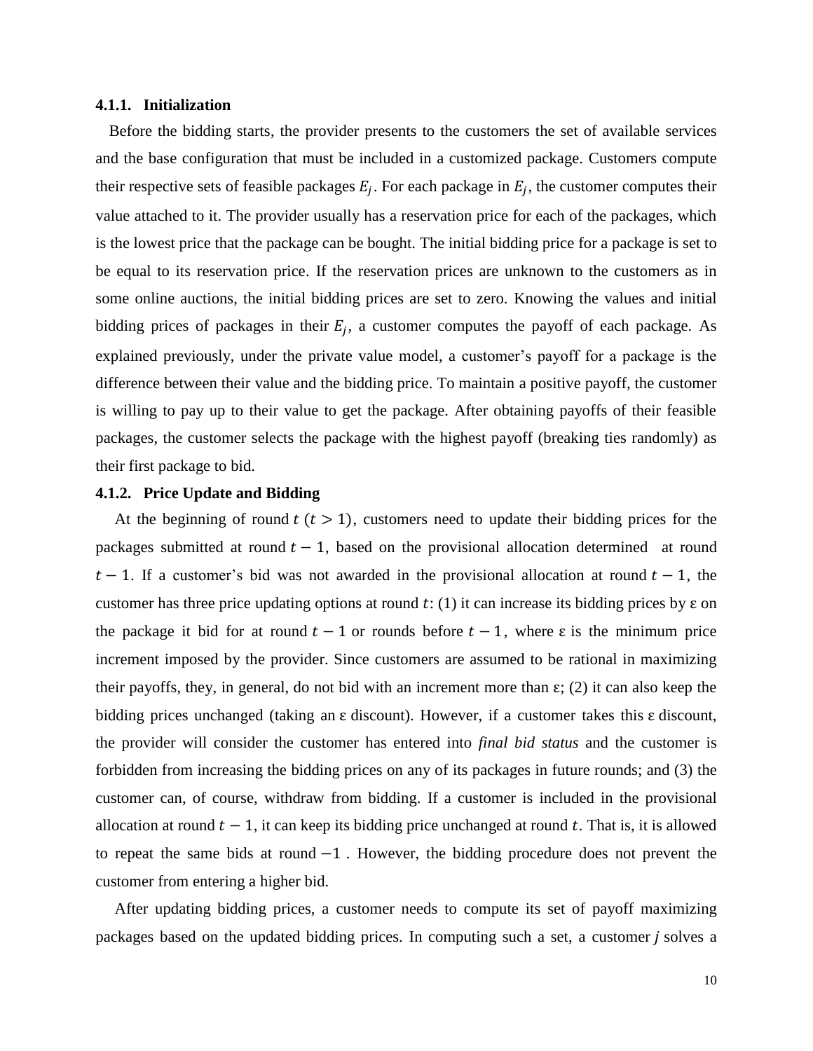#### 4.1.1. Initialization

Before the bidding starts, the provider presents to the customers the set of available services and the base configuration that must be included in a customized package. Customers compute their respective sets of feasible packages $E_j$. For each package in $E_j$, the customer computes their value attached to it. The provider usually has a reservation price for each of the packages, which is the lowest price that the package can be bought. The initial bidding price for a package is set to be equal to its reservation price. If the reservation prices are unknown to the customers as in some online auctions, the initial bidding prices are set to zero. Knowing the values and initial bidding prices of packages in their $E_j$, a customer computes the payoff of each package. As explained previously, under the private value model, a customer's payoff for a package is the difference between their value and the bidding price. To maintain a positive payoff, the customer is willing to pay up to their value to get the package. After obtaining payoffs of their feasible packages, the customer selects the package with the highest payoff (breaking ties randomly) as their first package to bid.

#### 4.1.2. Price Update and Bidding

At the beginning of round $t$ $(t > 1)$, customers need to update their bidding prices for the packages submitted at round $t-1$, based on the provisional allocation determined at round $t-1$. If a customer's bid was not awarded in the provisional allocation at round $t-1$, the customer has three price updating options at round $t$: (1) it can increase its bidding prices by ε on the package it bid for at round $t-1$ or rounds before $t-1$, where ε is the minimum price increment imposed by the provider. Since customers are assumed to be rational in maximizing their payoffs, they, in general, do not bid with an increment more than ε; (2) it can also keep the bidding prices unchanged (taking an ε discount). However, if a customer takes this ε discount, the provider will consider the customer has entered into *final bid status* and the customer is forbidden from increasing the bidding prices on any of its packages in future rounds; and (3) the customer can, of course, withdraw from bidding. If a customer is included in the provisional allocation at round $t-1$, it can keep its bidding price unchanged at round $t$. That is, it is allowed to repeat the same bids at round $-1$ . However, the bidding procedure does not prevent the customer from entering a higher bid.

After updating bidding prices, a customer needs to compute its set of payoff maximizing packages based on the updated bidding prices. In computing such a set, a customer $j$ solves a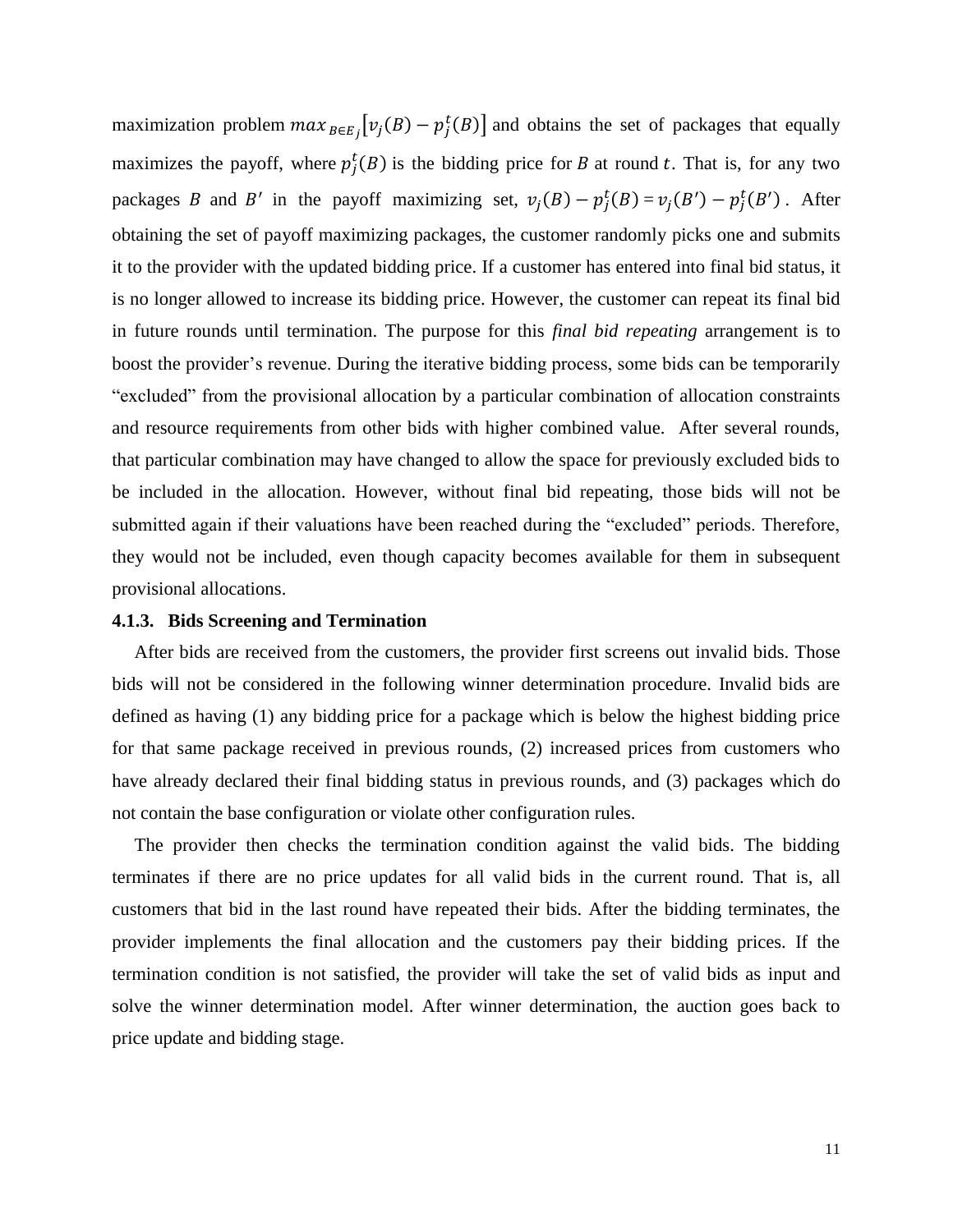maximization problem $max_{B \in E_j}\left[v_j(B) - p_j^t(B)\right]$ and obtains the set of packages that equally maximizes the payoff, where $p_j^t(B)$ is the bidding price for $B$ at round $t$. That is, for any two packages $B$ and $B'$ in the payoff maximizing set, $v_j(B) - p_j^t(B) = v_j(B') - p_j^t(B')$. After obtaining the set of payoff maximizing packages, the customer randomly picks one and submits it to the provider with the updated bidding price. If a customer has entered into final bid status, it is no longer allowed to increase its bidding price. However, the customer can repeat its final bid in future rounds until termination. The purpose for this *final bid repeating* arrangement is to boost the provider's revenue. During the iterative bidding process, some bids can be temporarily "excluded" from the provisional allocation by a particular combination of allocation constraints and resource requirements from other bids with higher combined value. After several rounds, that particular combination may have changed to allow the space for previously excluded bids to be included in the allocation. However, without final bid repeating, those bids will not be submitted again if their valuations have been reached during the "excluded" periods. Therefore, they would not be included, even though capacity becomes available for them in subsequent provisional allocations.

### 4.1.3. Bids Screening and Termination

After bids are received from the customers, the provider first screens out invalid bids. Those bids will not be considered in the following winner determination procedure. Invalid bids are defined as having (1) any bidding price for a package which is below the highest bidding price for that same package received in previous rounds, (2) increased prices from customers who have already declared their final bidding status in previous rounds, and (3) packages which do not contain the base configuration or violate other configuration rules.

The provider then checks the termination condition against the valid bids. The bidding terminates if there are no price updates for all valid bids in the current round. That is, all customers that bid in the last round have repeated their bids. After the bidding terminates, the provider implements the final allocation and the customers pay their bidding prices. If the termination condition is not satisfied, the provider will take the set of valid bids as input and solve the winner determination model. After winner determination, the auction goes back to price update and bidding stage.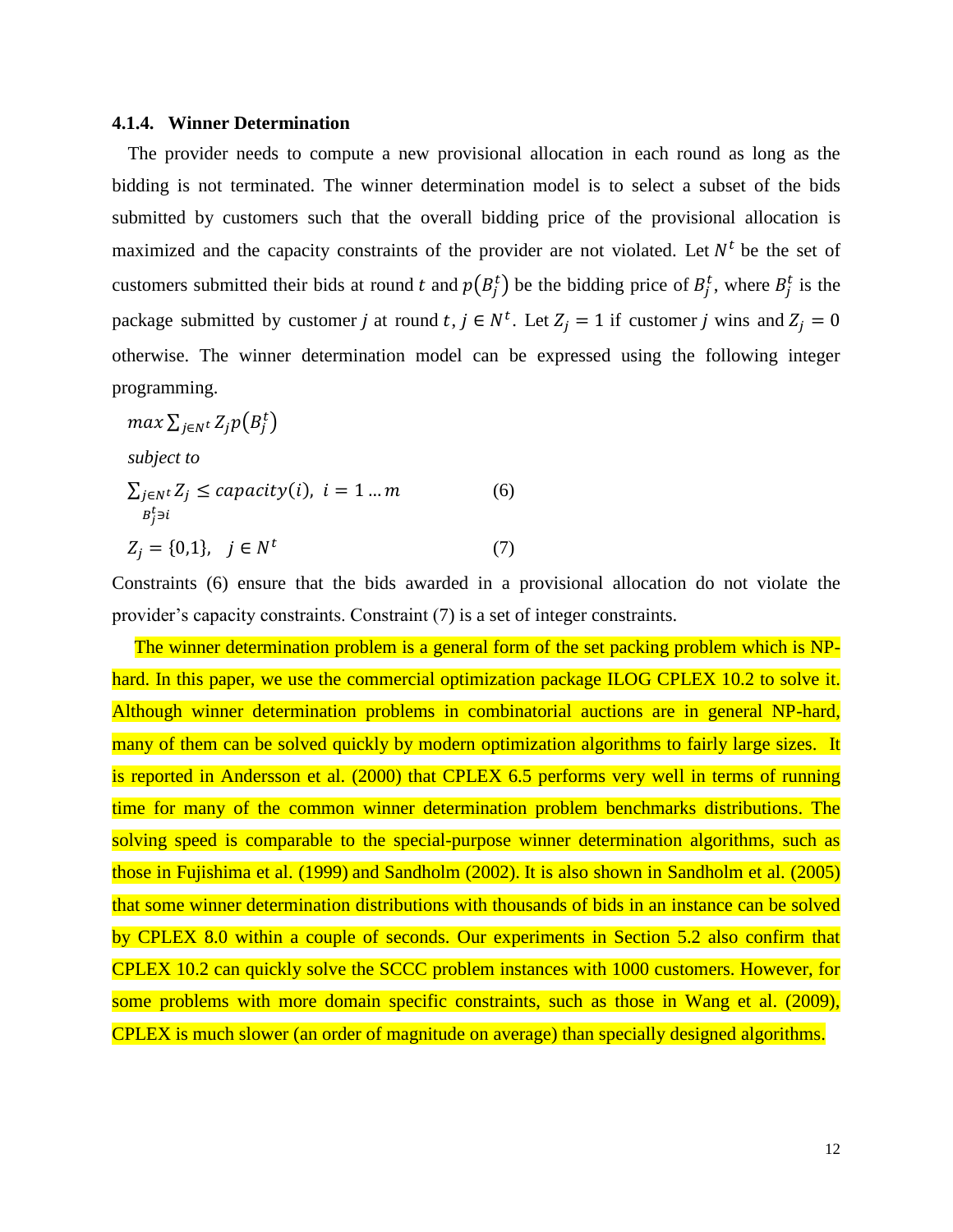### 4.1.4. Winner Determination

The provider needs to compute a new provisional allocation in each round as long as the bidding is not terminated. The winner determination model is to select a subset of the bids submitted by customers such that the overall bidding price of the provisional allocation is maximized and the capacity constraints of the provider are not violated. Let $N^t$ be the set of customers submitted their bids at round $t$ and $p(B_j^t)$ be the bidding price of $B_j^t$, where $B_j^t$ is the package submitted by customer $j$ at round $t$, $j \in N^t$. Let $Z_j = 1$ if customer $j$ wins and $Z_j = 0$ otherwise. The winner determination model can be expressed using the following integer programming.

$$max \sum_{j \in N^t} Z_j p(B_j^t)$$

*subject to*

$$\sum_{\substack{j \in N^t \\ B_j^t \ni i}} Z_j \leq capacity(i), \; i = 1 \ldots m \qquad (6)$$

$$Z_j = \{0,1\}, \quad j \in N^t \qquad (7)$$

Constraints (6) ensure that the bids awarded in a provisional allocation do not violate the provider's capacity constraints. Constraint (7) is a set of integer constraints.

The winner determination problem is a general form of the set packing problem which is NP-hard. In this paper, we use the commercial optimization package ILOG CPLEX 10.2 to solve it. Although winner determination problems in combinatorial auctions are in general NP-hard, many of them can be solved quickly by modern optimization algorithms to fairly large sizes. It is reported in Andersson et al. (2000) that CPLEX 6.5 performs very well in terms of running time for many of the common winner determination problem benchmarks distributions. The solving speed is comparable to the special-purpose winner determination algorithms, such as those in Fujishima et al. (1999) and Sandholm (2002). It is also shown in Sandholm et al. (2005) that some winner determination distributions with thousands of bids in an instance can be solved by CPLEX 8.0 within a couple of seconds. Our experiments in Section 5.2 also confirm that CPLEX 10.2 can quickly solve the SCCC problem instances with 1000 customers. However, for some problems with more domain specific constraints, such as those in Wang et al. (2009), CPLEX is much slower (an order of magnitude on average) than specially designed algorithms.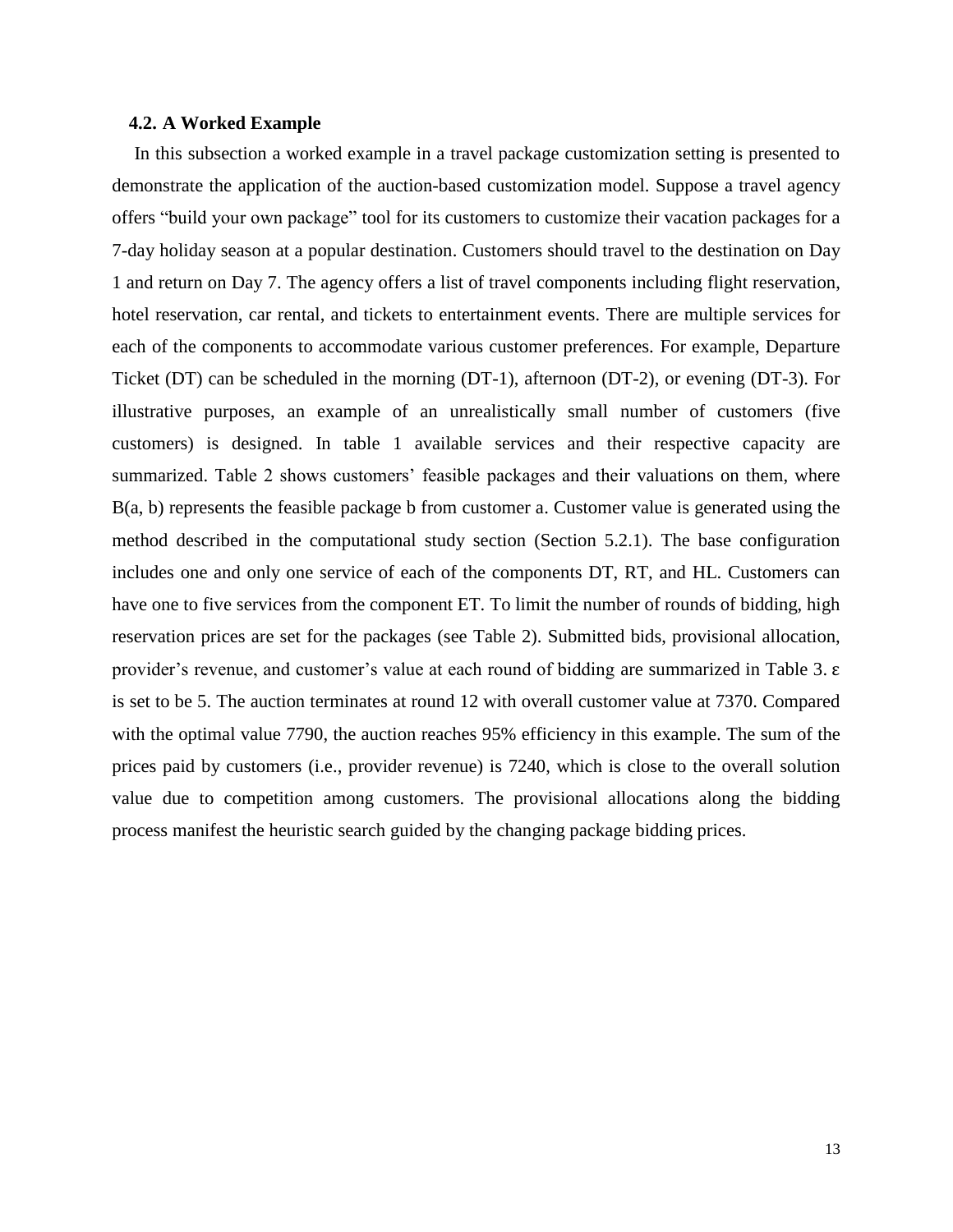### 4.2. A Worked Example

In this subsection a worked example in a travel package customization setting is presented to demonstrate the application of the auction-based customization model. Suppose a travel agency offers "build your own package" tool for its customers to customize their vacation packages for a 7-day holiday season at a popular destination. Customers should travel to the destination on Day 1 and return on Day 7. The agency offers a list of travel components including flight reservation, hotel reservation, car rental, and tickets to entertainment events. There are multiple services for each of the components to accommodate various customer preferences. For example, Departure Ticket (DT) can be scheduled in the morning (DT-1), afternoon (DT-2), or evening (DT-3). For illustrative purposes, an example of an unrealistically small number of customers (five customers) is designed. In table 1 available services and their respective capacity are summarized. Table 2 shows customers' feasible packages and their valuations on them, where B(a, b) represents the feasible package b from customer a. Customer value is generated using the method described in the computational study section (Section 5.2.1). The base configuration includes one and only one service of each of the components DT, RT, and HL. Customers can have one to five services from the component ET. To limit the number of rounds of bidding, high reservation prices are set for the packages (see Table 2). Submitted bids, provisional allocation, provider's revenue, and customer's value at each round of bidding are summarized in Table 3. $\varepsilon$ is set to be 5. The auction terminates at round 12 with overall customer value at 7370. Compared with the optimal value 7790, the auction reaches 95% efficiency in this example. The sum of the prices paid by customers (i.e., provider revenue) is 7240, which is close to the overall solution value due to competition among customers. The provisional allocations along the bidding process manifest the heuristic search guided by the changing package bidding prices.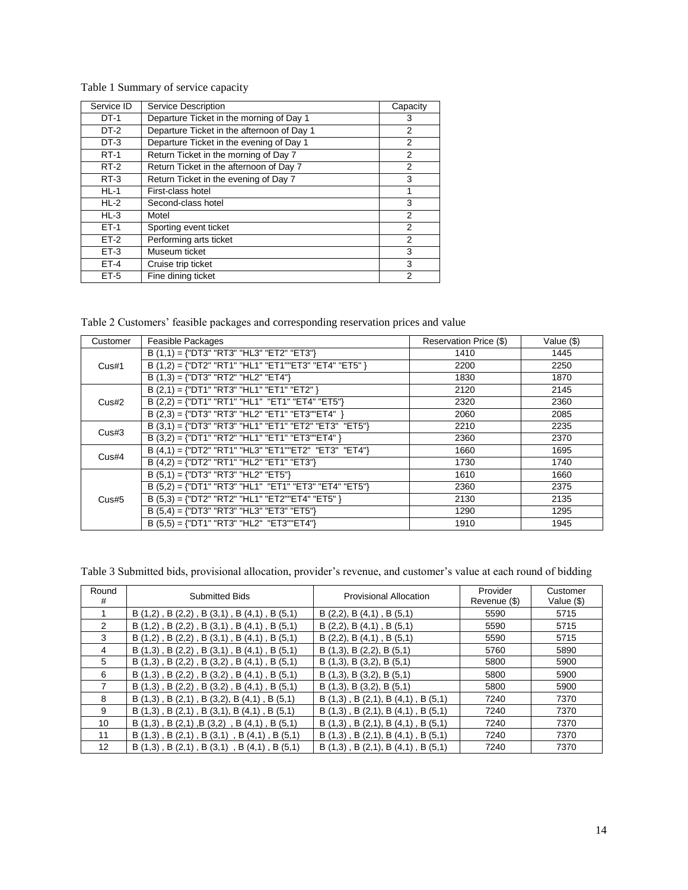Table 1 Summary of service capacity

| Service ID | Service Description | Capacity |
|---|---|---|
| DT-1 | Departure Ticket in the morning of Day 1 | 3 |
| DT-2 | Departure Ticket in the afternoon of Day 1 | 2 |
| DT-3 | Departure Ticket in the evening of Day 1 | 2 |
| RT-1 | Return Ticket in the morning of Day 7 | 2 |
| RT-2 | Return Ticket in the afternoon of Day 7 | 2 |
| RT-3 | Return Ticket in the evening of Day 7 | 3 |
| HL-1 | First-class hotel | 1 |
| HL-2 | Second-class hotel | 3 |
| HL-3 | Motel | 2 |
| ET-1 | Sporting event ticket | 2 |
| ET-2 | Performing arts ticket | 2 |
| ET-3 | Museum ticket | 3 |
| ET-4 | Cruise trip ticket | 3 |
| ET-5 | Fine dining ticket | 2 |

Table 2 Customers' feasible packages and corresponding reservation prices and value

| Customer | Feasible Packages | Reservation Price ($) | Value ($) |
|---|---|---|---|
| Cus#1 | B (1,1) = {"DT3" "RT3" "HL3" "ET2" "ET3"} | 1410 | 1445 |
| | B (1,2) = {"DT2" "RT1" "HL1" "ET1""ET3" "ET4" "ET5" } | 2200 | 2250 |
| | B (1,3) = {"DT3" "RT2" "HL2" "ET4"} | 1830 | 1870 |
| Cus#2 | B (2,1) = {"DT1" "RT3" "HL1" "ET1" "ET2" } | 2120 | 2145 |
| | B (2,2) = {"DT1" "RT1" "HL1" "ET1" "ET4" "ET5"} | 2320 | 2360 |
| | B (2,3) = {"DT3" "RT3" "HL2" "ET1" "ET3""ET4" } | 2060 | 2085 |
| Cus#3 | B (3,1) = {"DT3" "RT3" "HL1" "ET1" "ET2" "ET3" "ET5"} | 2210 | 2235 |
| | B (3,2) = {"DT1" "RT2" "HL1" "ET1" "ET3""ET4" } | 2360 | 2370 |
| Cus#4 | B (4,1) = {"DT2" "RT1" "HL3" "ET1""ET2" "ET3" "ET4"} | 1660 | 1695 |
| | B (4,2) = {"DT2" "RT1" "HL2" "ET1" "ET3"} | 1730 | 1740 |
| Cus#5 | B (5,1) = {"DT3" "RT3" "HL2" "ET5"} | 1610 | 1660 |
| | B (5,2) = {"DT1" "RT3" "HL1" "ET1" "ET3" "ET4" "ET5"} | 2360 | 2375 |
| | B (5,3) = {"DT2" "RT2" "HL1" "ET2""ET4" "ET5" } | 2130 | 2135 |
| | B (5,4) = {"DT3" "RT3" "HL3" "ET3" "ET5"} | 1290 | 1295 |
| | B (5,5) = {"DT1" "RT3" "HL2" "ET3""ET4"} | 1910 | 1945 |

Table 3 Submitted bids, provisional allocation, provider's revenue, and customer's value at each round of bidding

| Round # | Submitted Bids | Provisional Allocation | Provider Revenue ($) | Customer Value ($) |
|---|---|---|---|---|
| 1 | B (1,2) , B (2,2) , B (3,1) , B (4,1) , B (5,1) | B (2,2), B (4,1) , B (5,1) | 5590 | 5715 |
| 2 | B (1,2) , B (2,2) , B (3,1) , B (4,1) , B (5,1) | B (2,2), B (4,1) , B (5,1) | 5590 | 5715 |
| 3 | B (1,2) , B (2,2) , B (3,1) , B (4,1) , B (5,1) | B (2,2), B (4,1) , B (5,1) | 5590 | 5715 |
| 4 | B (1,3) , B (2,2) , B (3,1) , B (4,1) , B (5,1) | B (1,3), B (2,2), B (5,1) | 5760 | 5890 |
| 5 | B (1,3) , B (2,2) , B (3,2) , B (4,1) , B (5,1) | B (1,3), B (3,2), B (5,1) | 5800 | 5900 |
| 6 | B (1,3) , B (2,2) , B (3,2) , B (4,1) , B (5,1) | B (1,3), B (3,2), B (5,1) | 5800 | 5900 |
| 7 | B (1,3) , B (2,2) , B (3,2) , B (4,1) , B (5,1) | B (1,3), B (3,2), B (5,1) | 5800 | 5900 |
| 8 | B (1,3) , B (2,1) , B (3,2), B (4,1) , B (5,1) | B (1,3) , B (2,1), B (4,1) , B (5,1) | 7240 | 7370 |
| 9 | B (1,3) , B (2,1) , B (3,1), B (4,1) , B (5,1) | B (1,3) , B (2,1), B (4,1) , B (5,1) | 7240 | 7370 |
| 10 | B (1,3) , B (2,1) ,B (3,2) , B (4,1) , B (5,1) | B (1,3) , B (2,1), B (4,1) , B (5,1) | 7240 | 7370 |
| 11 | B (1,3) , B (2,1) , B (3,1) , B (4,1) , B (5,1) | B (1,3) , B (2,1), B (4,1) , B (5,1) | 7240 | 7370 |
| 12 | B (1,3) , B (2,1) , B (3,1) , B (4,1) , B (5,1) | B (1,3) , B (2,1), B (4,1) , B (5,1) | 7240 | 7370 |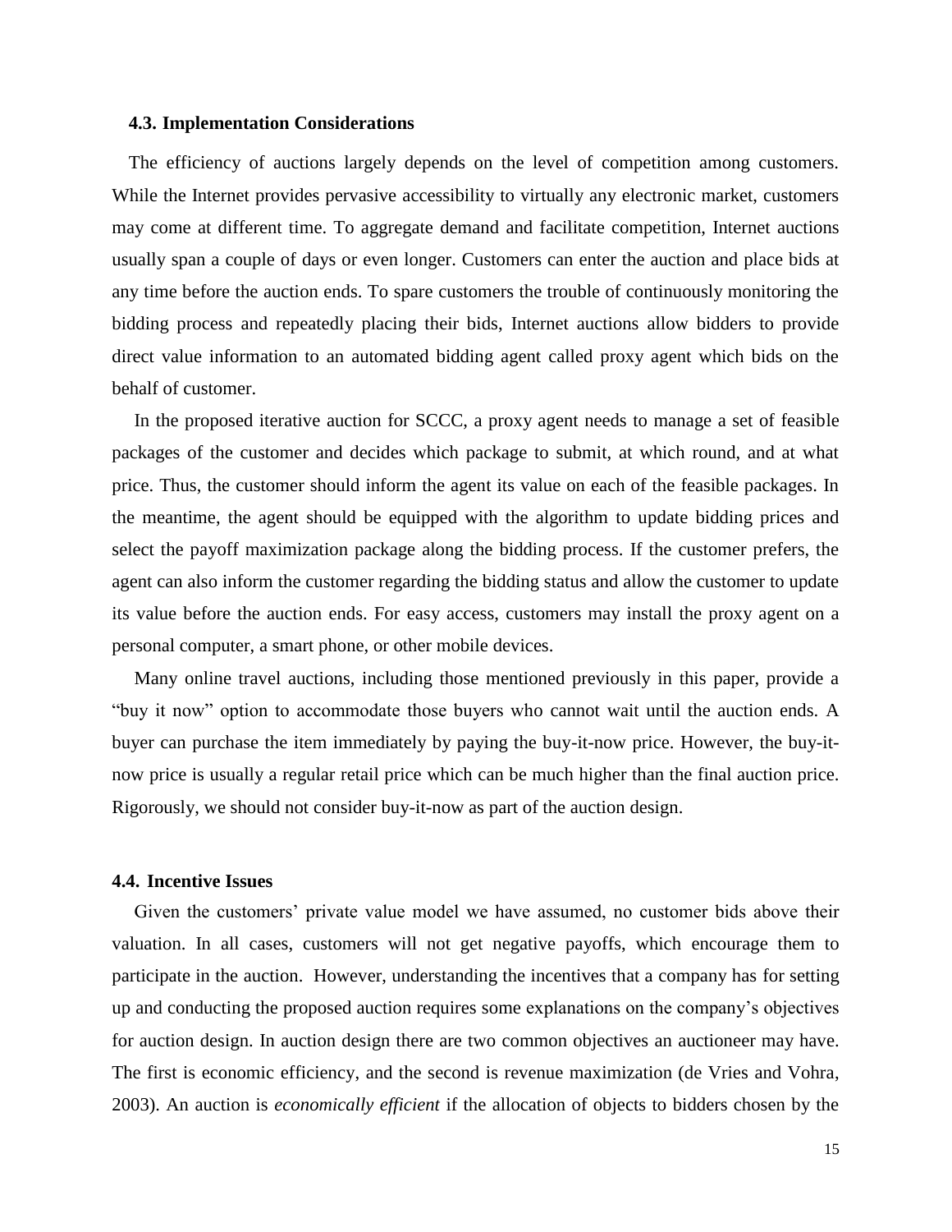### 4.3. Implementation Considerations

The efficiency of auctions largely depends on the level of competition among customers. While the Internet provides pervasive accessibility to virtually any electronic market, customers may come at different time. To aggregate demand and facilitate competition, Internet auctions usually span a couple of days or even longer. Customers can enter the auction and place bids at any time before the auction ends. To spare customers the trouble of continuously monitoring the bidding process and repeatedly placing their bids, Internet auctions allow bidders to provide direct value information to an automated bidding agent called proxy agent which bids on the behalf of customer.

In the proposed iterative auction for SCCC, a proxy agent needs to manage a set of feasible packages of the customer and decides which package to submit, at which round, and at what price. Thus, the customer should inform the agent its value on each of the feasible packages. In the meantime, the agent should be equipped with the algorithm to update bidding prices and select the payoff maximization package along the bidding process. If the customer prefers, the agent can also inform the customer regarding the bidding status and allow the customer to update its value before the auction ends. For easy access, customers may install the proxy agent on a personal computer, a smart phone, or other mobile devices.

Many online travel auctions, including those mentioned previously in this paper, provide a "buy it now" option to accommodate those buyers who cannot wait until the auction ends. A buyer can purchase the item immediately by paying the buy-it-now price. However, the buy-it-now price is usually a regular retail price which can be much higher than the final auction price. Rigorously, we should not consider buy-it-now as part of the auction design.

### 4.4. Incentive Issues

Given the customers' private value model we have assumed, no customer bids above their valuation. In all cases, customers will not get negative payoffs, which encourage them to participate in the auction. However, understanding the incentives that a company has for setting up and conducting the proposed auction requires some explanations on the company's objectives for auction design. In auction design there are two common objectives an auctioneer may have. The first is economic efficiency, and the second is revenue maximization (de Vries and Vohra, 2003). An auction is *economically efficient* if the allocation of objects to bidders chosen by the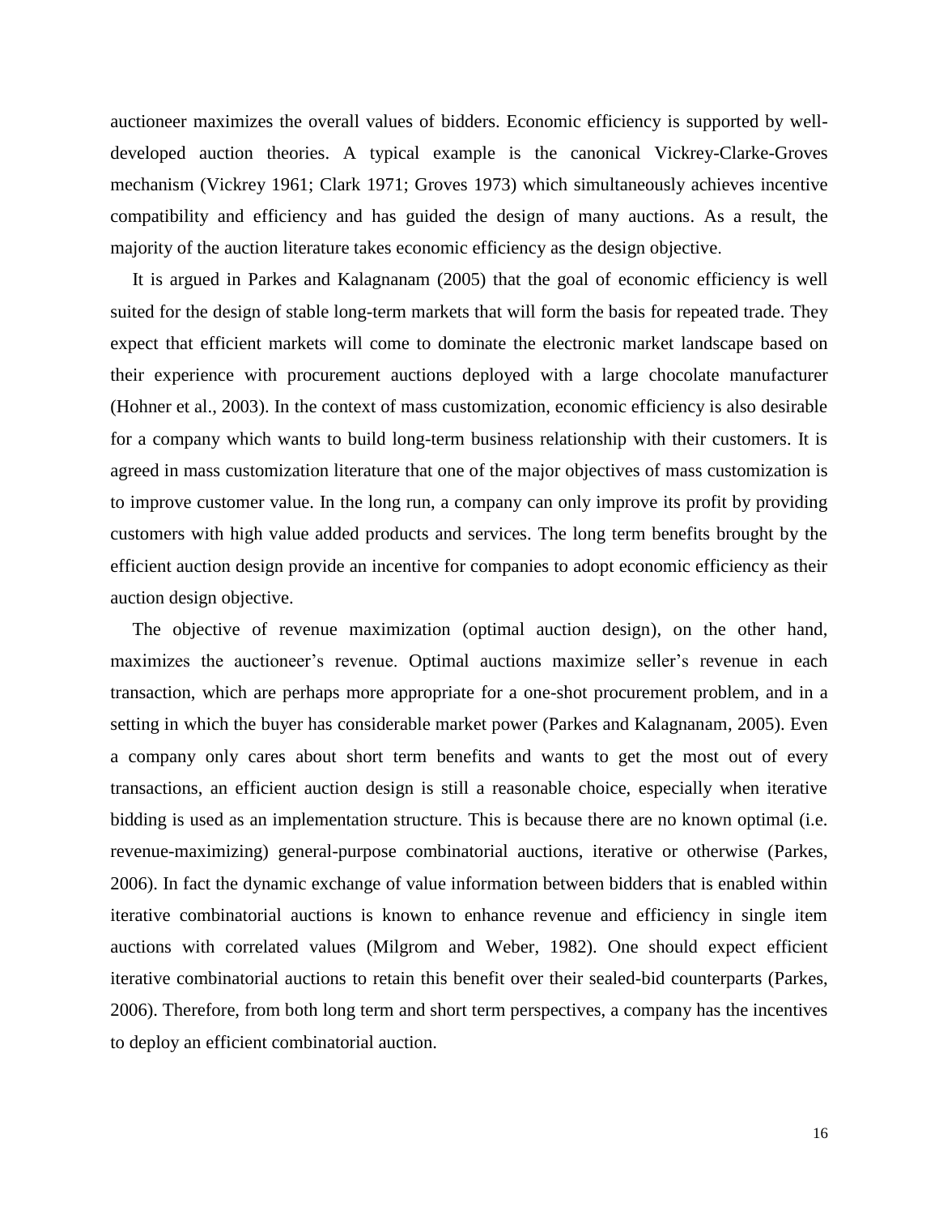auctioneer maximizes the overall values of bidders. Economic efficiency is supported by well-developed auction theories. A typical example is the canonical Vickrey-Clarke-Groves mechanism (Vickrey 1961; Clark 1971; Groves 1973) which simultaneously achieves incentive compatibility and efficiency and has guided the design of many auctions. As a result, the majority of the auction literature takes economic efficiency as the design objective.

It is argued in Parkes and Kalagnanam (2005) that the goal of economic efficiency is well suited for the design of stable long-term markets that will form the basis for repeated trade. They expect that efficient markets will come to dominate the electronic market landscape based on their experience with procurement auctions deployed with a large chocolate manufacturer (Hohner et al., 2003). In the context of mass customization, economic efficiency is also desirable for a company which wants to build long-term business relationship with their customers. It is agreed in mass customization literature that one of the major objectives of mass customization is to improve customer value. In the long run, a company can only improve its profit by providing customers with high value added products and services. The long term benefits brought by the efficient auction design provide an incentive for companies to adopt economic efficiency as their auction design objective.

The objective of revenue maximization (optimal auction design), on the other hand, maximizes the auctioneer's revenue. Optimal auctions maximize seller's revenue in each transaction, which are perhaps more appropriate for a one-shot procurement problem, and in a setting in which the buyer has considerable market power (Parkes and Kalagnanam, 2005). Even a company only cares about short term benefits and wants to get the most out of every transactions, an efficient auction design is still a reasonable choice, especially when iterative bidding is used as an implementation structure. This is because there are no known optimal (i.e. revenue-maximizing) general-purpose combinatorial auctions, iterative or otherwise (Parkes, 2006). In fact the dynamic exchange of value information between bidders that is enabled within iterative combinatorial auctions is known to enhance revenue and efficiency in single item auctions with correlated values (Milgrom and Weber, 1982). One should expect efficient iterative combinatorial auctions to retain this benefit over their sealed-bid counterparts (Parkes, 2006). Therefore, from both long term and short term perspectives, a company has the incentives to deploy an efficient combinatorial auction.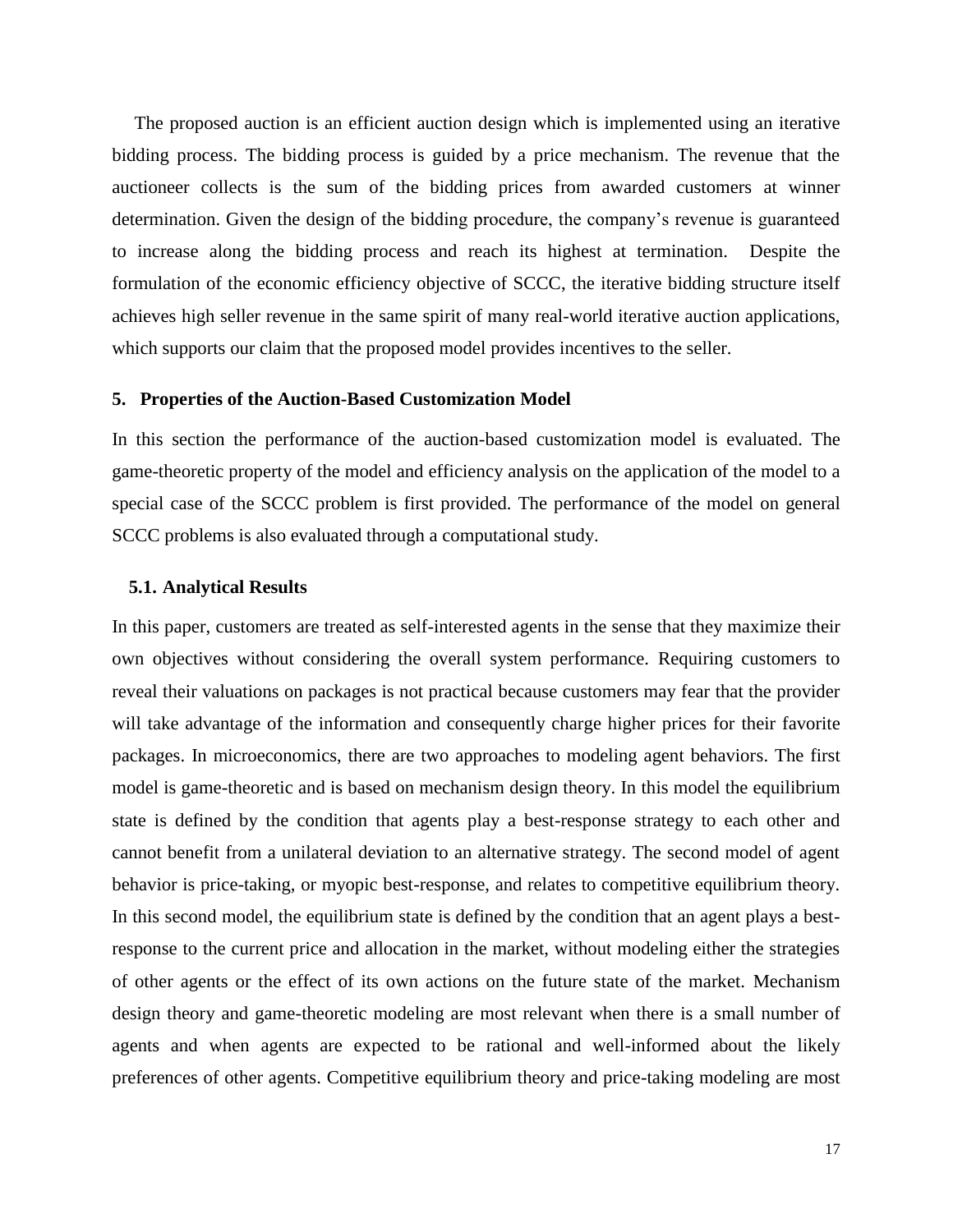The proposed auction is an efficient auction design which is implemented using an iterative bidding process. The bidding process is guided by a price mechanism. The revenue that the auctioneer collects is the sum of the bidding prices from awarded customers at winner determination. Given the design of the bidding procedure, the company's revenue is guaranteed to increase along the bidding process and reach its highest at termination. Despite the formulation of the economic efficiency objective of SCCC, the iterative bidding structure itself achieves high seller revenue in the same spirit of many real-world iterative auction applications, which supports our claim that the proposed model provides incentives to the seller.

## 5. Properties of the Auction-Based Customization Model

In this section the performance of the auction-based customization model is evaluated. The game-theoretic property of the model and efficiency analysis on the application of the model to a special case of the SCCC problem is first provided. The performance of the model on general SCCC problems is also evaluated through a computational study.

### 5.1. Analytical Results

In this paper, customers are treated as self-interested agents in the sense that they maximize their own objectives without considering the overall system performance. Requiring customers to reveal their valuations on packages is not practical because customers may fear that the provider will take advantage of the information and consequently charge higher prices for their favorite packages. In microeconomics, there are two approaches to modeling agent behaviors. The first model is game-theoretic and is based on mechanism design theory. In this model the equilibrium state is defined by the condition that agents play a best-response strategy to each other and cannot benefit from a unilateral deviation to an alternative strategy. The second model of agent behavior is price-taking, or myopic best-response, and relates to competitive equilibrium theory. In this second model, the equilibrium state is defined by the condition that an agent plays a best-response to the current price and allocation in the market, without modeling either the strategies of other agents or the effect of its own actions on the future state of the market. Mechanism design theory and game-theoretic modeling are most relevant when there is a small number of agents and when agents are expected to be rational and well-informed about the likely preferences of other agents. Competitive equilibrium theory and price-taking modeling are most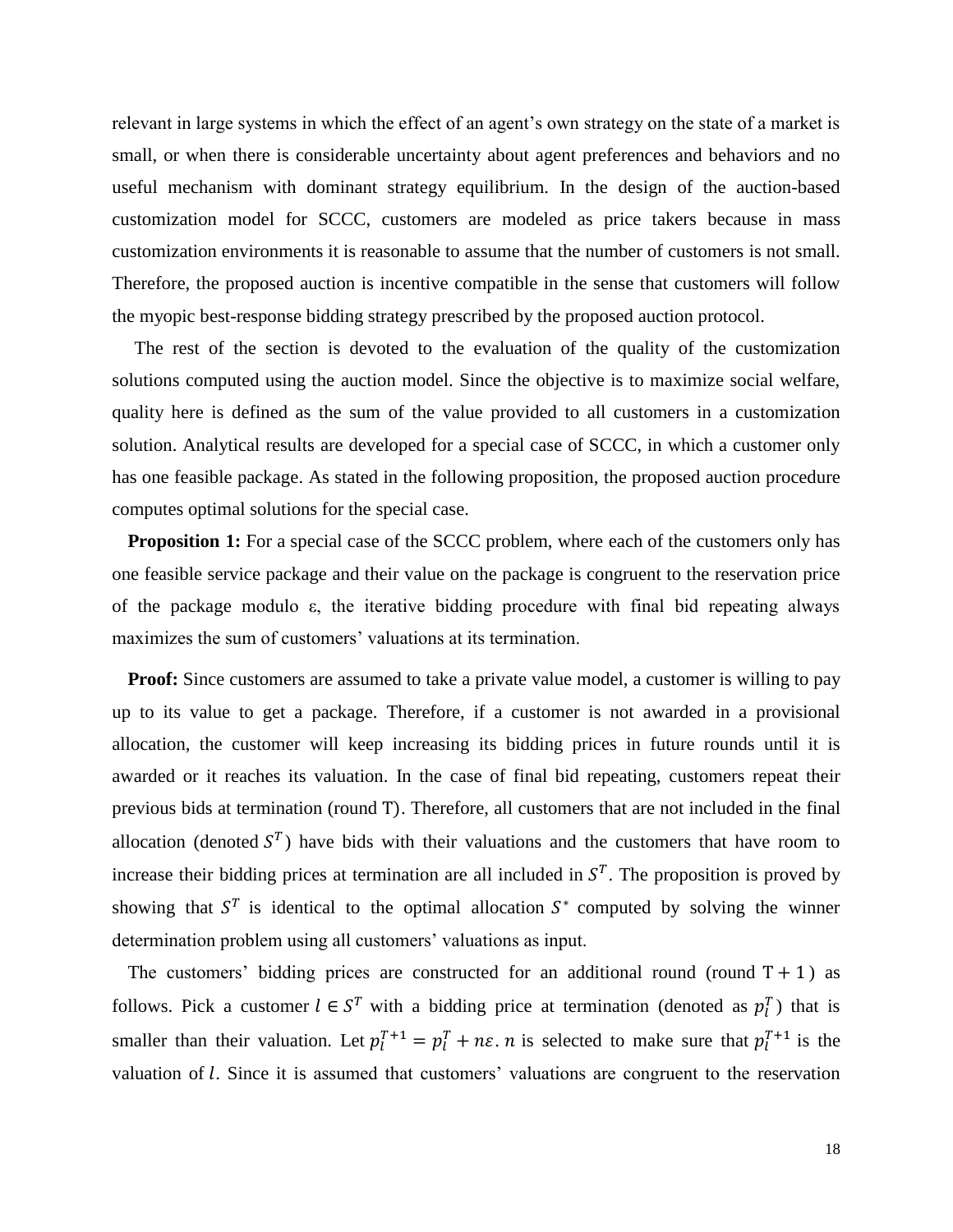relevant in large systems in which the effect of an agent's own strategy on the state of a market is small, or when there is considerable uncertainty about agent preferences and behaviors and no useful mechanism with dominant strategy equilibrium. In the design of the auction-based customization model for SCCC, customers are modeled as price takers because in mass customization environments it is reasonable to assume that the number of customers is not small. Therefore, the proposed auction is incentive compatible in the sense that customers will follow the myopic best-response bidding strategy prescribed by the proposed auction protocol.

The rest of the section is devoted to the evaluation of the quality of the customization solutions computed using the auction model. Since the objective is to maximize social welfare, quality here is defined as the sum of the value provided to all customers in a customization solution. Analytical results are developed for a special case of SCCC, in which a customer only has one feasible package. As stated in the following proposition, the proposed auction procedure computes optimal solutions for the special case.

**Proposition 1:** For a special case of the SCCC problem, where each of the customers only has one feasible service package and their value on the package is congruent to the reservation price of the package modulo ε, the iterative bidding procedure with final bid repeating always maximizes the sum of customers' valuations at its termination.

**Proof:** Since customers are assumed to take a private value model, a customer is willing to pay up to its value to get a package. Therefore, if a customer is not awarded in a provisional allocation, the customer will keep increasing its bidding prices in future rounds until it is awarded or it reaches its valuation. In the case of final bid repeating, customers repeat their previous bids at termination (round T). Therefore, all customers that are not included in the final allocation (denoted $S^T$) have bids with their valuations and the customers that have room to increase their bidding prices at termination are all included in $S^T$. The proposition is proved by showing that $S^T$ is identical to the optimal allocation $S^*$ computed by solving the winner determination problem using all customers' valuations as input.

The customers' bidding prices are constructed for an additional round (round $T + 1$) as follows. Pick a customer $l \in S^T$ with a bidding price at termination (denoted as $p_l^T$) that is smaller than their valuation. Let $p_l^{T+1} = p_l^T + n\varepsilon$. $n$ is selected to make sure that $p_l^{T+1}$ is the valuation of $l$. Since it is assumed that customers' valuations are congruent to the reservation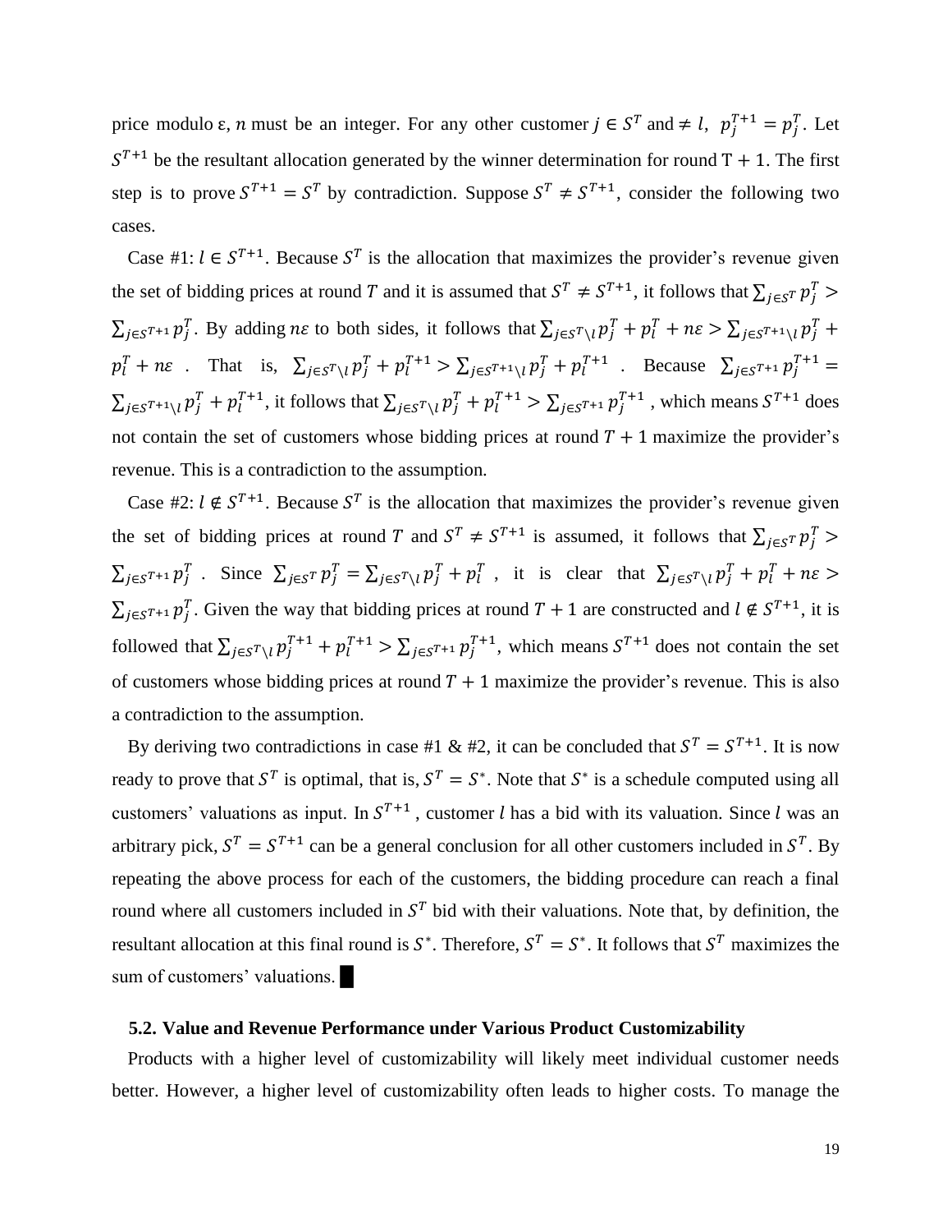price modulo ε, $n$ must be an integer. For any other customer $j \in S^T$ and $\neq l$, $p_j^{T+1} = p_j^T$. Let $S^{T+1}$ be the resultant allocation generated by the winner determination for round $\mathrm{T}+1$. The first step is to prove $S^{T+1} = S^T$ by contradiction. Suppose $S^T \neq S^{T+1}$, consider the following two cases.

Case #1: $l \in S^{T+1}$. Because $S^T$ is the allocation that maximizes the provider's revenue given the set of bidding prices at round $T$ and it is assumed that $S^T \neq S^{T+1}$, it follows that $\sum_{j \in S^T} p_j^T > \sum_{j \in S^{T+1}} p_j^T$. By adding $n\varepsilon$ to both sides, it follows that $\sum_{j \in S^T \setminus l} p_j^T + p_l^T + n\varepsilon > \sum_{j \in S^{T+1} \setminus l} p_j^T + p_l^T + n\varepsilon$ . That is, $\sum_{j \in S^T \setminus l} p_j^T + p_l^{T+1} > \sum_{j \in S^{T+1} \setminus l} p_j^T + p_l^{T+1}$ . Because $\sum_{j \in S^{T+1}} p_j^{T+1} = \sum_{j \in S^{T+1} \setminus l} p_j^T + p_l^{T+1}$, it follows that $\sum_{j \in S^T \setminus l} p_j^T + p_l^{T+1} > \sum_{j \in S^{T+1}} p_j^{T+1}$ , which means $S^{T+1}$ does not contain the set of customers whose bidding prices at round $T+1$ maximize the provider's revenue. This is a contradiction to the assumption.

Case #2: $l \notin S^{T+1}$. Because $S^T$ is the allocation that maximizes the provider's revenue given the set of bidding prices at round $T$ and $S^T \neq S^{T+1}$ is assumed, it follows that $\sum_{j \in S^T} p_j^T > \sum_{j \in S^{T+1}} p_j^T$ . Since $\sum_{j \in S^T} p_j^T = \sum_{j \in S^T \setminus l} p_j^T + p_l^T$ , it is clear that $\sum_{j \in S^T \setminus l} p_j^T + p_l^T + n\varepsilon > \sum_{j \in S^{T+1}} p_j^T$. Given the way that bidding prices at round $T+1$ are constructed and $l \notin S^{T+1}$, it is followed that $\sum_{j \in S^T \setminus l} p_j^{T+1} + p_l^{T+1} > \sum_{j \in S^{T+1}} p_j^{T+1}$, which means $S^{T+1}$ does not contain the set of customers whose bidding prices at round $T+1$ maximize the provider's revenue. This is also a contradiction to the assumption.

By deriving two contradictions in case #1 & #2, it can be concluded that $S^T = S^{T+1}$. It is now ready to prove that $S^T$ is optimal, that is, $S^T = S^*$. Note that $S^*$ is a schedule computed using all customers' valuations as input. In $S^{T+1}$ , customer $l$ has a bid with its valuation. Since $l$ was an arbitrary pick, $S^T = S^{T+1}$ can be a general conclusion for all other customers included in $S^T$. By repeating the above process for each of the customers, the bidding procedure can reach a final round where all customers included in $S^T$ bid with their valuations. Note that, by definition, the resultant allocation at this final round is $S^*$. Therefore, $S^T = S^*$. It follows that $S^T$ maximizes the sum of customers' valuations. █

### 5.2. Value and Revenue Performance under Various Product Customizability

Products with a higher level of customizability will likely meet individual customer needs better. However, a higher level of customizability often leads to higher costs. To manage the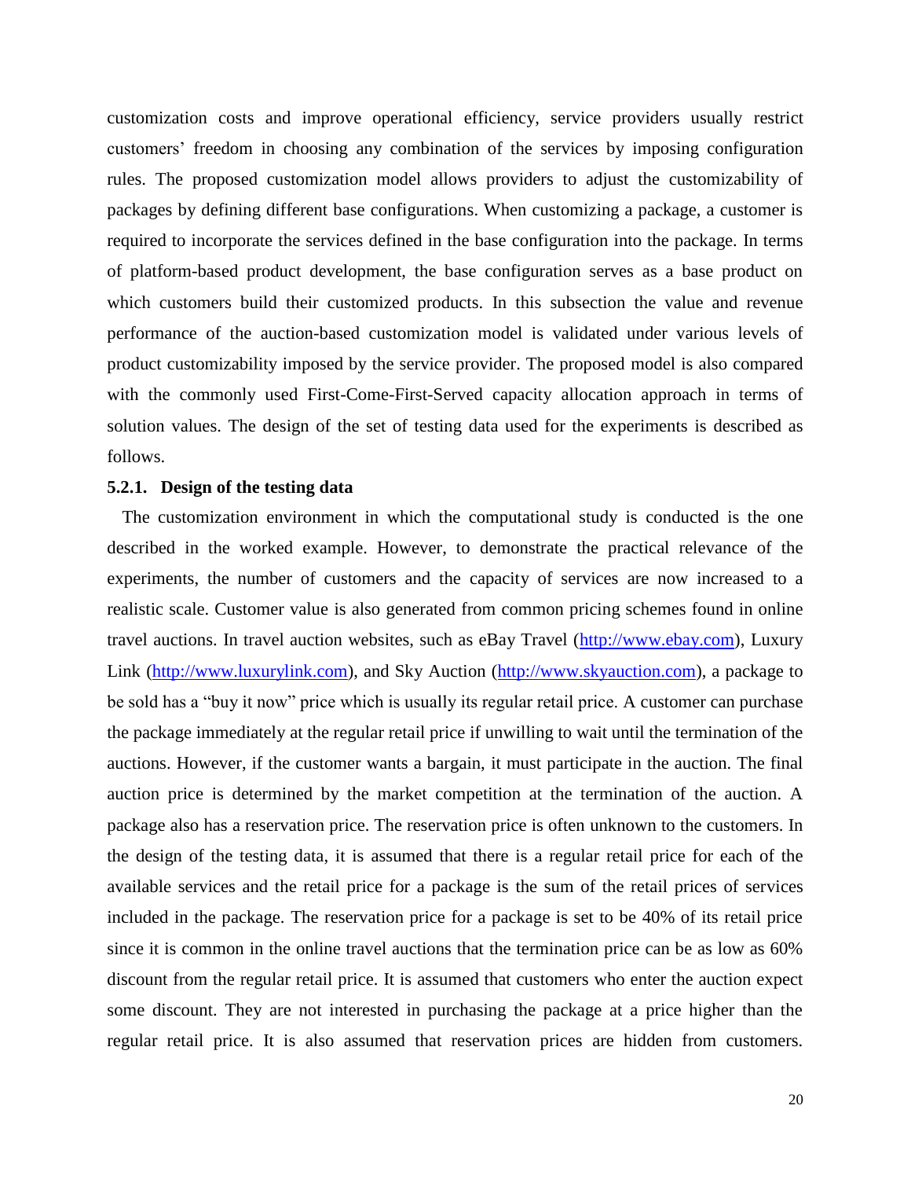customization costs and improve operational efficiency, service providers usually restrict customers' freedom in choosing any combination of the services by imposing configuration rules. The proposed customization model allows providers to adjust the customizability of packages by defining different base configurations. When customizing a package, a customer is required to incorporate the services defined in the base configuration into the package. In terms of platform-based product development, the base configuration serves as a base product on which customers build their customized products. In this subsection the value and revenue performance of the auction-based customization model is validated under various levels of product customizability imposed by the service provider. The proposed model is also compared with the commonly used First-Come-First-Served capacity allocation approach in terms of solution values. The design of the set of testing data used for the experiments is described as follows.

### 5.2.1. Design of the testing data

The customization environment in which the computational study is conducted is the one described in the worked example. However, to demonstrate the practical relevance of the experiments, the number of customers and the capacity of services are now increased to a realistic scale. Customer value is also generated from common pricing schemes found in online travel auctions. In travel auction websites, such as eBay Travel (http://www.ebay.com), Luxury Link (http://www.luxurylink.com), and Sky Auction (http://www.skyauction.com), a package to be sold has a "buy it now" price which is usually its regular retail price. A customer can purchase the package immediately at the regular retail price if unwilling to wait until the termination of the auctions. However, if the customer wants a bargain, it must participate in the auction. The final auction price is determined by the market competition at the termination of the auction. A package also has a reservation price. The reservation price is often unknown to the customers. In the design of the testing data, it is assumed that there is a regular retail price for each of the available services and the retail price for a package is the sum of the retail prices of services included in the package. The reservation price for a package is set to be 40% of its retail price since it is common in the online travel auctions that the termination price can be as low as 60% discount from the regular retail price. It is assumed that customers who enter the auction expect some discount. They are not interested in purchasing the package at a price higher than the regular retail price. It is also assumed that reservation prices are hidden from customers.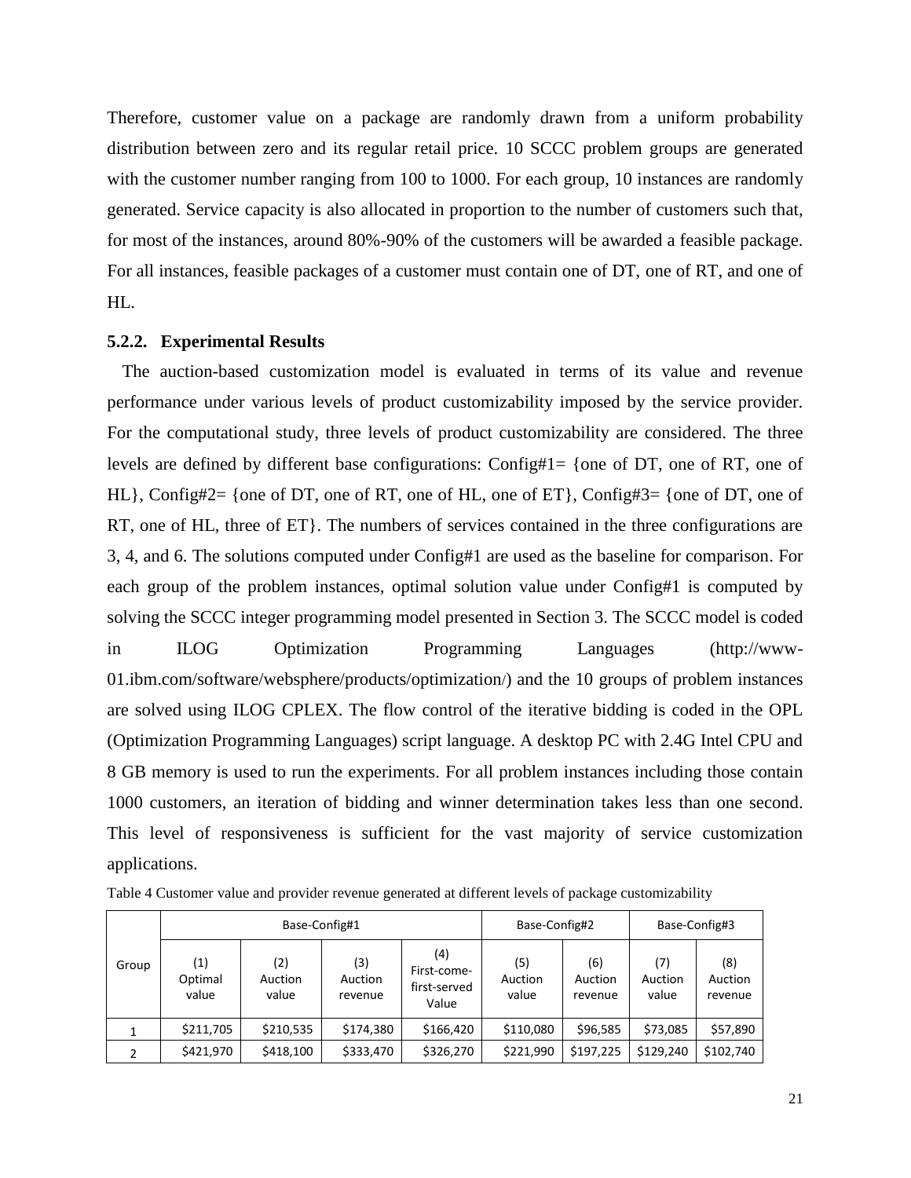Therefore, customer value on a package are randomly drawn from a uniform probability distribution between zero and its regular retail price. 10 SCCC problem groups are generated with the customer number ranging from 100 to 1000. For each group, 10 instances are randomly generated. Service capacity is also allocated in proportion to the number of customers such that, for most of the instances, around 80%-90% of the customers will be awarded a feasible package. For all instances, feasible packages of a customer must contain one of DT, one of RT, and one of HL.

### 5.2.2. Experimental Results

The auction-based customization model is evaluated in terms of its value and revenue performance under various levels of product customizability imposed by the service provider. For the computational study, three levels of product customizability are considered. The three levels are defined by different base configurations: Config#1= {one of DT, one of RT, one of HL}, Config#2= {one of DT, one of RT, one of HL, one of ET}, Config#3= {one of DT, one of RT, one of HL, three of ET}. The numbers of services contained in the three configurations are 3, 4, and 6. The solutions computed under Config#1 are used as the baseline for comparison. For each group of the problem instances, optimal solution value under Config#1 is computed by solving the SCCC integer programming model presented in Section 3. The SCCC model is coded in ILOG Optimization Programming Languages (http://www-01.ibm.com/software/websphere/products/optimization/) and the 10 groups of problem instances are solved using ILOG CPLEX. The flow control of the iterative bidding is coded in the OPL (Optimization Programming Languages) script language. A desktop PC with 2.4G Intel CPU and 8 GB memory is used to run the experiments. For all problem instances including those contain 1000 customers, an iteration of bidding and winner determination takes less than one second. This level of responsiveness is sufficient for the vast majority of service customization applications.

Table 4 Customer value and provider revenue generated at different levels of package customizability

| Group | Base-Config#1 | | | | Base-Config#2 | | Base-Config#3 | |
|---|---|---|---|---|---|---|---|---|
| | (1) Optimal value | (2) Auction value | (3) Auction revenue | (4) First-come-first-served Value | (5) Auction value | (6) Auction revenue | (7) Auction value | (8) Auction revenue |
| 1 | \$211,705 | \$210,535 | \$174,380 | \$166,420 | \$110,080 | \$96,585 | \$73,085 | \$57,890 |
| 2 | \$421,970 | \$418,100 | \$333,470 | \$326,270 | \$221,990 | \$197,225 | \$129,240 | \$102,740 |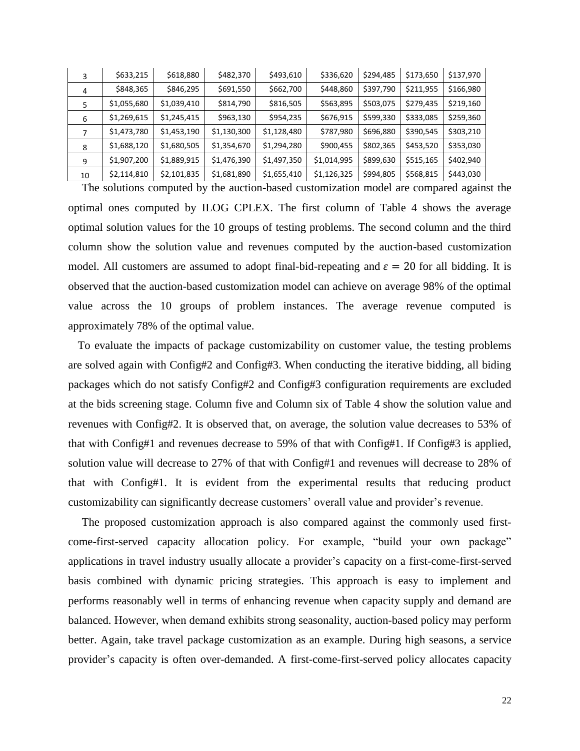| 3 | $633,215 | $618,880 | $482,370 | $493,610 | $336,620 | $294,485 | $173,650 | $137,970 |
|---|---|---|---|---|---|---|---|---|
| 4 | $848,365 | $846,295 | $691,550 | $662,700 | $448,860 | $397,790 | $211,955 | $166,980 |
| 5 | $1,055,680 | $1,039,410 | $814,790 | $816,505 | $563,895 | $503,075 | $279,435 | $219,160 |
| 6 | $1,269,615 | $1,245,415 | $963,130 | $954,235 | $676,915 | $599,330 | $333,085 | $259,360 |
| 7 | $1,473,780 | $1,453,190 | $1,130,300 | $1,128,480 | $787,980 | $696,880 | $390,545 | $303,210 |
| 8 | $1,688,120 | $1,680,505 | $1,354,670 | $1,294,280 | $900,455 | $802,365 | $453,520 | $353,030 |
| 9 | $1,907,200 | $1,889,915 | $1,476,390 | $1,497,350 | $1,014,995 | $899,630 | $515,165 | $402,940 |
| 10 | $2,114,810 | $2,101,835 | $1,681,890 | $1,655,410 | $1,126,325 | $994,805 | $568,815 | $443,030 |

The solutions computed by the auction-based customization model are compared against the optimal ones computed by ILOG CPLEX. The first column of Table 4 shows the average optimal solution values for the 10 groups of testing problems. The second column and the third column show the solution value and revenues computed by the auction-based customization model. All customers are assumed to adopt final-bid-repeating and $\varepsilon = 20$ for all bidding. It is observed that the auction-based customization model can achieve on average 98% of the optimal value across the 10 groups of problem instances. The average revenue computed is approximately 78% of the optimal value.

To evaluate the impacts of package customizability on customer value, the testing problems are solved again with Config#2 and Config#3. When conducting the iterative bidding, all biding packages which do not satisfy Config#2 and Config#3 configuration requirements are excluded at the bids screening stage. Column five and Column six of Table 4 show the solution value and revenues with Config#2. It is observed that, on average, the solution value decreases to 53% of that with Config#1 and revenues decrease to 59% of that with Config#1. If Config#3 is applied, solution value will decrease to 27% of that with Config#1 and revenues will decrease to 28% of that with Config#1. It is evident from the experimental results that reducing product customizability can significantly decrease customers' overall value and provider's revenue.

The proposed customization approach is also compared against the commonly used first-come-first-served capacity allocation policy. For example, "build your own package" applications in travel industry usually allocate a provider's capacity on a first-come-first-served basis combined with dynamic pricing strategies. This approach is easy to implement and performs reasonably well in terms of enhancing revenue when capacity supply and demand are balanced. However, when demand exhibits strong seasonality, auction-based policy may perform better. Again, take travel package customization as an example. During high seasons, a service provider's capacity is often over-demanded. A first-come-first-served policy allocates capacity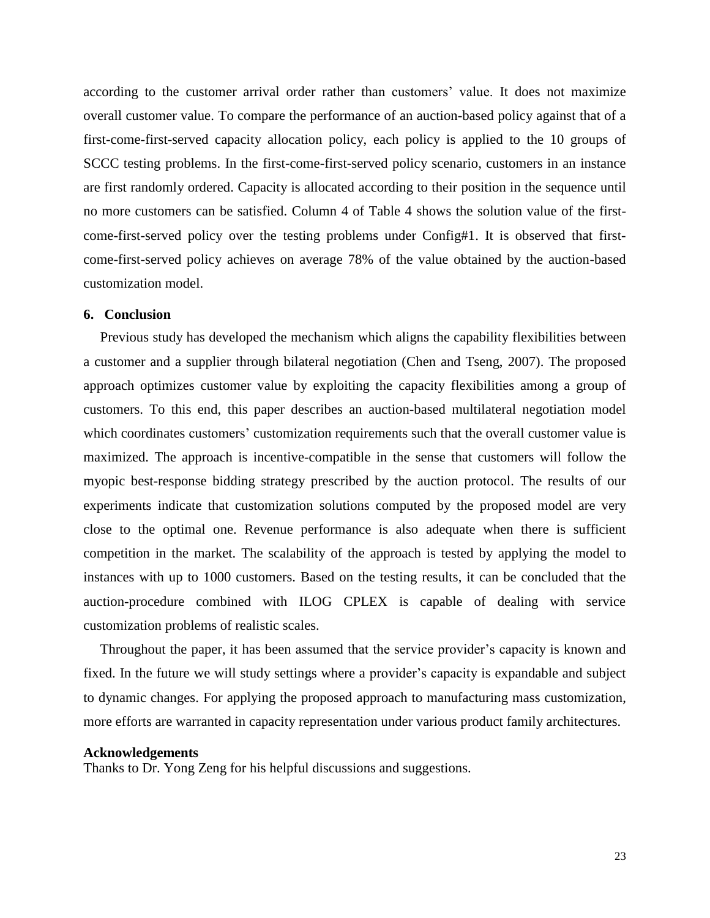according to the customer arrival order rather than customers' value. It does not maximize overall customer value. To compare the performance of an auction-based policy against that of a first-come-first-served capacity allocation policy, each policy is applied to the 10 groups of SCCC testing problems. In the first-come-first-served policy scenario, customers in an instance are first randomly ordered. Capacity is allocated according to their position in the sequence until no more customers can be satisfied. Column 4 of Table 4 shows the solution value of the first-come-first-served policy over the testing problems under Config#1. It is observed that first-come-first-served policy achieves on average 78% of the value obtained by the auction-based customization model.

## 6. Conclusion

Previous study has developed the mechanism which aligns the capability flexibilities between a customer and a supplier through bilateral negotiation (Chen and Tseng, 2007). The proposed approach optimizes customer value by exploiting the capacity flexibilities among a group of customers. To this end, this paper describes an auction-based multilateral negotiation model which coordinates customers' customization requirements such that the overall customer value is maximized. The approach is incentive-compatible in the sense that customers will follow the myopic best-response bidding strategy prescribed by the auction protocol. The results of our experiments indicate that customization solutions computed by the proposed model are very close to the optimal one. Revenue performance is also adequate when there is sufficient competition in the market. The scalability of the approach is tested by applying the model to instances with up to 1000 customers. Based on the testing results, it can be concluded that the auction-procedure combined with ILOG CPLEX is capable of dealing with service customization problems of realistic scales.

Throughout the paper, it has been assumed that the service provider's capacity is known and fixed. In the future we will study settings where a provider's capacity is expandable and subject to dynamic changes. For applying the proposed approach to manufacturing mass customization, more efforts are warranted in capacity representation under various product family architectures.

**Acknowledgements**

Thanks to Dr. Yong Zeng for his helpful discussions and suggestions.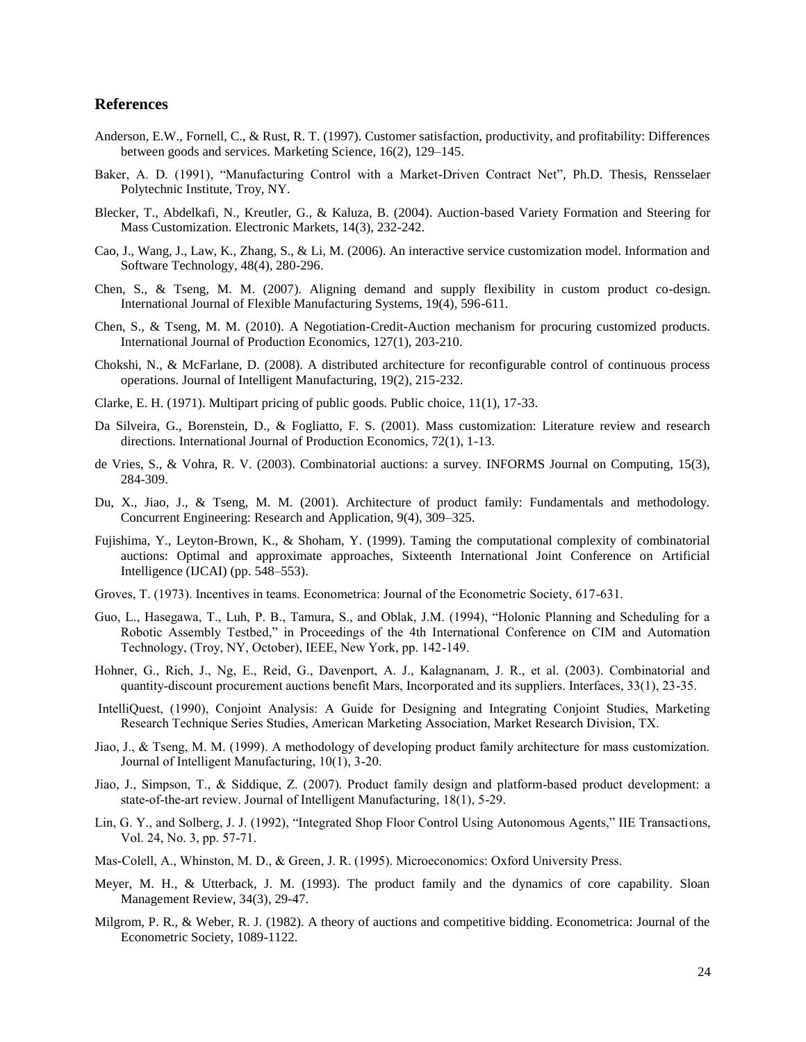## References

Anderson, E.W., Fornell, C., & Rust, R. T. (1997). Customer satisfaction, productivity, and profitability: Differences between goods and services. Marketing Science, 16(2), 129–145.

Baker, A. D. (1991), "Manufacturing Control with a Market-Driven Contract Net", Ph.D. Thesis, Rensselaer Polytechnic Institute, Troy, NY.

Blecker, T., Abdelkafi, N., Kreutler, G., & Kaluza, B. (2004). Auction-based Variety Formation and Steering for Mass Customization. Electronic Markets, 14(3), 232-242.

Cao, J., Wang, J., Law, K., Zhang, S., & Li, M. (2006). An interactive service customization model. Information and Software Technology, 48(4), 280-296.

Chen, S., & Tseng, M. M. (2007). Aligning demand and supply flexibility in custom product co-design. International Journal of Flexible Manufacturing Systems, 19(4), 596-611.

Chen, S., & Tseng, M. M. (2010). A Negotiation-Credit-Auction mechanism for procuring customized products. International Journal of Production Economics, 127(1), 203-210.

Chokshi, N., & McFarlane, D. (2008). A distributed architecture for reconfigurable control of continuous process operations. Journal of Intelligent Manufacturing, 19(2), 215-232.

Clarke, E. H. (1971). Multipart pricing of public goods. Public choice, 11(1), 17-33.

Da Silveira, G., Borenstein, D., & Fogliatto, F. S. (2001). Mass customization: Literature review and research directions. International Journal of Production Economics, 72(1), 1-13.

de Vries, S., & Vohra, R. V. (2003). Combinatorial auctions: a survey. INFORMS Journal on Computing, 15(3), 284-309.

Du, X., Jiao, J., & Tseng, M. M. (2001). Architecture of product family: Fundamentals and methodology. Concurrent Engineering: Research and Application, 9(4), 309–325.

Fujishima, Y., Leyton-Brown, K., & Shoham, Y. (1999). Taming the computational complexity of combinatorial auctions: Optimal and approximate approaches, Sixteenth International Joint Conference on Artificial Intelligence (IJCAI) (pp. 548–553).

Groves, T. (1973). Incentives in teams. Econometrica: Journal of the Econometric Society, 617-631.

Guo, L., Hasegawa, T., Luh, P. B., Tamura, S., and Oblak, J.M. (1994), "Holonic Planning and Scheduling for a Robotic Assembly Testbed," in Proceedings of the 4th International Conference on CIM and Automation Technology, (Troy, NY, October), IEEE, New York, pp. 142-149.

Hohner, G., Rich, J., Ng, E., Reid, G., Davenport, A. J., Kalagnanam, J. R., et al. (2003). Combinatorial and quantity-discount procurement auctions benefit Mars, Incorporated and its suppliers. Interfaces, 33(1), 23-35.

IntelliQuest, (1990), Conjoint Analysis: A Guide for Designing and Integrating Conjoint Studies, Marketing Research Technique Series Studies, American Marketing Association, Market Research Division, TX.

Jiao, J., & Tseng, M. M. (1999). A methodology of developing product family architecture for mass customization. Journal of Intelligent Manufacturing, 10(1), 3-20.

Jiao, J., Simpson, T., & Siddique, Z. (2007). Product family design and platform-based product development: a state-of-the-art review. Journal of Intelligent Manufacturing, 18(1), 5-29.

Lin, G. Y., and Solberg, J. J. (1992), "Integrated Shop Floor Control Using Autonomous Agents," IIE Transactions, Vol. 24, No. 3, pp. 57-71.

Mas-Colell, A., Whinston, M. D., & Green, J. R. (1995). Microeconomics: Oxford University Press.

Meyer, M. H., & Utterback, J. M. (1993). The product family and the dynamics of core capability. Sloan Management Review, 34(3), 29-47.

Milgrom, P. R., & Weber, R. J. (1982). A theory of auctions and competitive bidding. Econometrica: Journal of the Econometric Society, 1089-1122.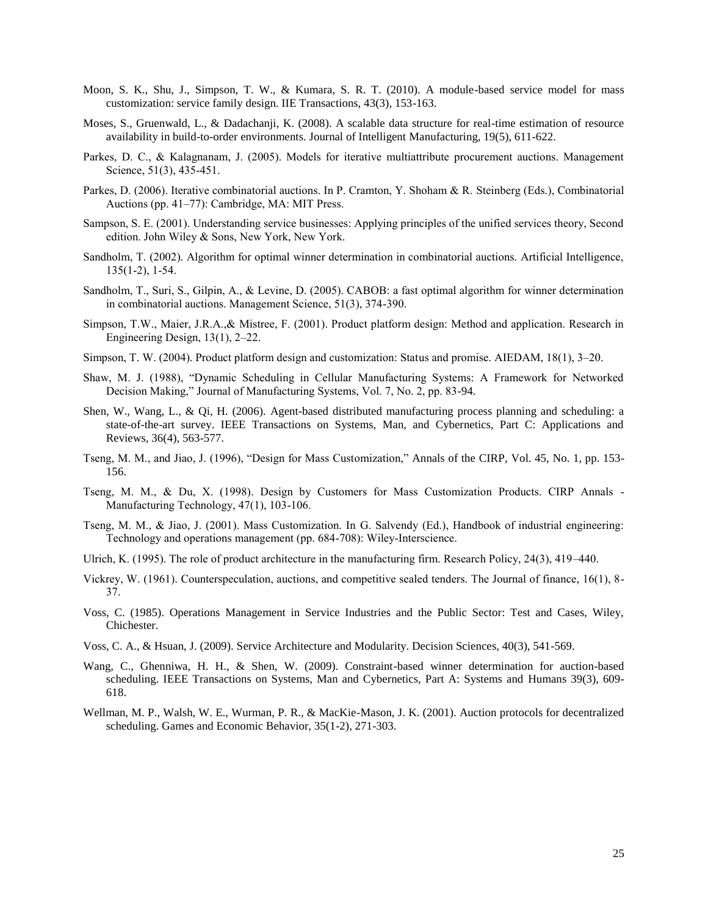Moon, S. K., Shu, J., Simpson, T. W., & Kumara, S. R. T. (2010). A module-based service model for mass customization: service family design. IIE Transactions, 43(3), 153-163.

Moses, S., Gruenwald, L., & Dadachanji, K. (2008). A scalable data structure for real-time estimation of resource availability in build-to-order environments. Journal of Intelligent Manufacturing, 19(5), 611-622.

Parkes, D. C., & Kalagnanam, J. (2005). Models for iterative multiattribute procurement auctions. Management Science, 51(3), 435-451.

Parkes, D. (2006). Iterative combinatorial auctions. In P. Cramton, Y. Shoham & R. Steinberg (Eds.), Combinatorial Auctions (pp. 41–77): Cambridge, MA: MIT Press.

Sampson, S. E. (2001). Understanding service businesses: Applying principles of the unified services theory, Second edition. John Wiley & Sons, New York, New York.

Sandholm, T. (2002). Algorithm for optimal winner determination in combinatorial auctions. Artificial Intelligence, 135(1-2), 1-54.

Sandholm, T., Suri, S., Gilpin, A., & Levine, D. (2005). CABOB: a fast optimal algorithm for winner determination in combinatorial auctions. Management Science, 51(3), 374-390.

Simpson, T.W., Maier, J.R.A.,& Mistree, F. (2001). Product platform design: Method and application. Research in Engineering Design, 13(1), 2–22.

Simpson, T. W. (2004). Product platform design and customization: Status and promise. AIEDAM, 18(1), 3–20.

Shaw, M. J. (1988), "Dynamic Scheduling in Cellular Manufacturing Systems: A Framework for Networked Decision Making," Journal of Manufacturing Systems, Vol. 7, No. 2, pp. 83-94.

Shen, W., Wang, L., & Qi, H. (2006). Agent-based distributed manufacturing process planning and scheduling: a state-of-the-art survey. IEEE Transactions on Systems, Man, and Cybernetics, Part C: Applications and Reviews, 36(4), 563-577.

Tseng, M. M., and Jiao, J. (1996), "Design for Mass Customization," Annals of the CIRP, Vol. 45, No. 1, pp. 153-156.

Tseng, M. M., & Du, X. (1998). Design by Customers for Mass Customization Products. CIRP Annals - Manufacturing Technology, 47(1), 103-106.

Tseng, M. M., & Jiao, J. (2001). Mass Customization. In G. Salvendy (Ed.), Handbook of industrial engineering: Technology and operations management (pp. 684-708): Wiley-Interscience.

Ulrich, K. (1995). The role of product architecture in the manufacturing firm. Research Policy, 24(3), 419–440.

Vickrey, W. (1961). Counterspeculation, auctions, and competitive sealed tenders. The Journal of finance, 16(1), 8-37.

Voss, C. (1985). Operations Management in Service Industries and the Public Sector: Test and Cases, Wiley, Chichester.

Voss, C. A., & Hsuan, J. (2009). Service Architecture and Modularity. Decision Sciences, 40(3), 541-569.

Wang, C., Ghenniwa, H. H., & Shen, W. (2009). Constraint-based winner determination for auction-based scheduling. IEEE Transactions on Systems, Man and Cybernetics, Part A: Systems and Humans 39(3), 609-618.

Wellman, M. P., Walsh, W. E., Wurman, P. R., & MacKie-Mason, J. K. (2001). Auction protocols for decentralized scheduling. Games and Economic Behavior, 35(1-2), 271-303.